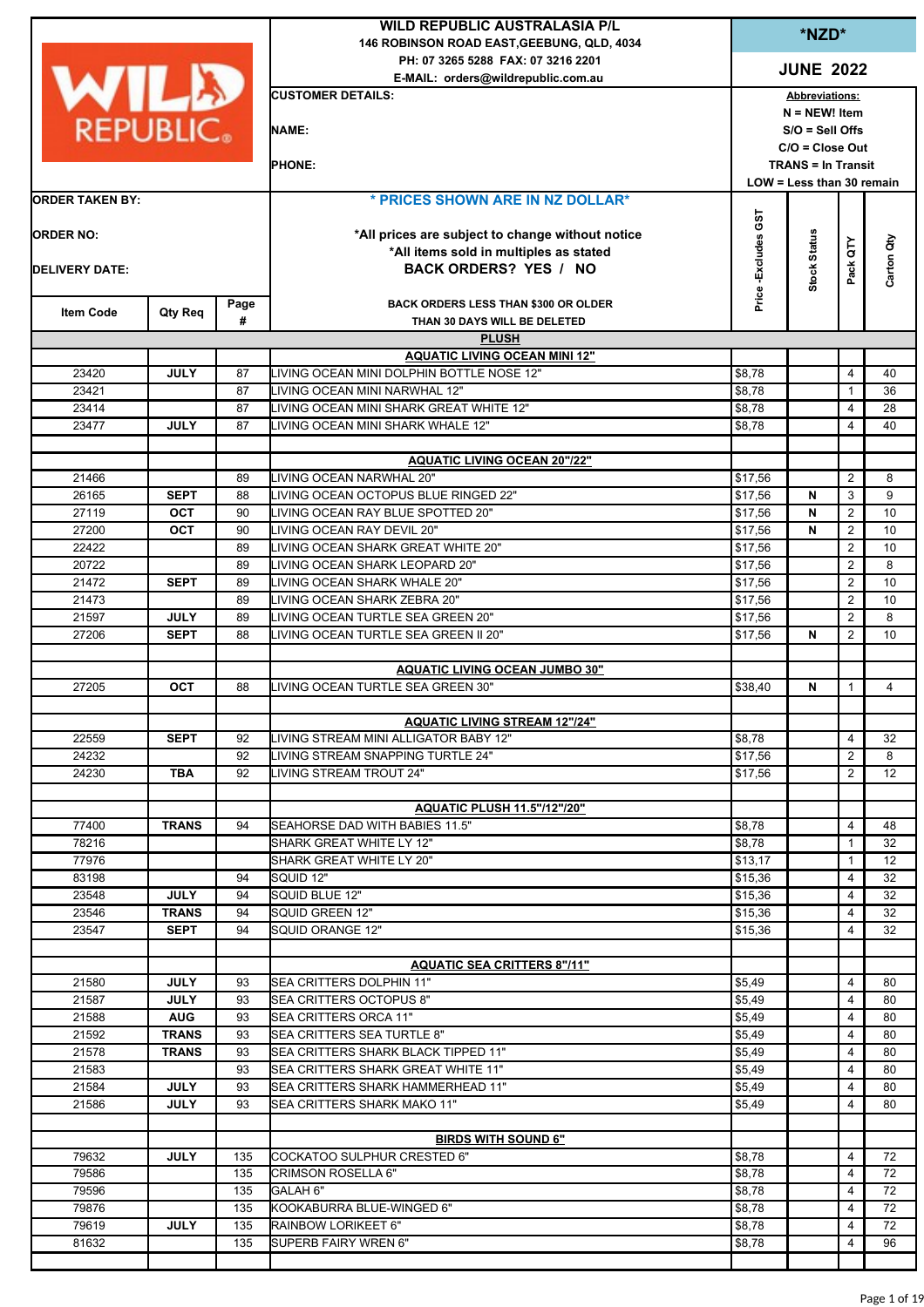WILD REPUBLIC

**WILD REPUBLIC AUSTRALASIA P/L**
**146 ROBINSON ROAD EAST,GEEBUNG, QLD, 4034**
**PH: 07 3265 5288 FAX: 07 3216 2201**
**E-MAIL: orders@wildrepublic.com.au**

**\*NZD\***

**JUNE 2022**

**CUSTOMER DETAILS:**

**NAME:**

**PHONE:**

**Abbreviations:**
**N = NEW! Item**
**S/O = Sell Offs**
**C/O = Close Out**
**TRANS = In Transit**
**LOW = Less than 30 remain**

**ORDER TAKEN BY:**

**ORDER NO:**

**DELIVERY DATE:**

**\* PRICES SHOWN ARE IN NZ DOLLAR\***

**\*All prices are subject to change without notice**
**\*All items sold in multiples as stated**
**BACK ORDERS? YES / NO**

| Item Code | Qty Req | Page # | BACK ORDERS LESS THAN $300 OR OLDER THAN 30 DAYS WILL BE DELETED | Price -Excludes GST | Stock Status | Pack QTY | Carton Qty |
|---|---|---|---|---|---|---|---|
| | | | **PLUSH** | | | | |
| | | | **AQUATIC LIVING OCEAN MINI 12"** | | | | |
| 23420 | JULY | 87 | LIVING OCEAN MINI DOLPHIN BOTTLE NOSE 12" | $8,78 | | 4 | 40 |
| 23421 | | 87 | LIVING OCEAN MINI NARWHAL 12" | $8,78 | | 1 | 36 |
| 23414 | | 87 | LIVING OCEAN MINI SHARK GREAT WHITE 12" | $8,78 | | 4 | 28 |
| 23477 | JULY | 87 | LIVING OCEAN MINI SHARK WHALE 12" | $8,78 | | 4 | 40 |
| | | | | | | | |
| | | | **AQUATIC LIVING OCEAN 20"/22"** | | | | |
| 21466 | | 89 | LIVING OCEAN NARWHAL 20" | $17,56 | | 2 | 8 |
| 26165 | SEPT | 88 | LIVING OCEAN OCTOPUS BLUE RINGED 22" | $17,56 | N | 3 | 9 |
| 27119 | OCT | 90 | LIVING OCEAN RAY BLUE SPOTTED 20" | $17,56 | N | 2 | 10 |
| 27200 | OCT | 90 | LIVING OCEAN RAY DEVIL 20" | $17,56 | N | 2 | 10 |
| 22422 | | 89 | LIVING OCEAN SHARK GREAT WHITE 20" | $17,56 | | 2 | 10 |
| 20722 | | 89 | LIVING OCEAN SHARK LEOPARD 20" | $17,56 | | 2 | 8 |
| 21472 | SEPT | 89 | LIVING OCEAN SHARK WHALE 20" | $17,56 | | 2 | 10 |
| 21473 | | 89 | LIVING OCEAN SHARK ZEBRA 20" | $17,56 | | 2 | 10 |
| 21597 | JULY | 89 | LIVING OCEAN TURTLE SEA GREEN 20" | $17,56 | | 2 | 8 |
| 27206 | SEPT | 88 | LIVING OCEAN TURTLE SEA GREEN II 20" | $17,56 | N | 2 | 10 |
| | | | | | | | |
| | | | **AQUATIC LIVING OCEAN JUMBO 30"** | | | | |
| 27205 | OCT | 88 | LIVING OCEAN TURTLE SEA GREEN 30" | $38,40 | N | 1 | 4 |
| | | | | | | | |
| | | | **AQUATIC LIVING STREAM 12"/24"** | | | | |
| 22559 | SEPT | 92 | LIVING STREAM MINI ALLIGATOR BABY 12" | $8,78 | | 4 | 32 |
| 24232 | | 92 | LIVING STREAM SNAPPING TURTLE 24" | $17,56 | | 2 | 8 |
| 24230 | TBA | 92 | LIVING STREAM TROUT 24" | $17,56 | | 2 | 12 |
| | | | | | | | |
| | | | **AQUATIC PLUSH 11.5"/12"/20"** | | | | |
| 77400 | TRANS | 94 | SEAHORSE DAD WITH BABIES 11.5" | $8,78 | | 4 | 48 |
| 78216 | | | SHARK GREAT WHITE LY 12" | $8,78 | | 1 | 32 |
| 77976 | | | SHARK GREAT WHITE LY 20" | $13,17 | | 1 | 12 |
| 83198 | | 94 | SQUID 12" | $15,36 | | 4 | 32 |
| 23548 | JULY | 94 | SQUID BLUE 12" | $15,36 | | 4 | 32 |
| 23546 | TRANS | 94 | SQUID GREEN 12" | $15,36 | | 4 | 32 |
| 23547 | SEPT | 94 | SQUID ORANGE 12" | $15,36 | | 4 | 32 |
| | | | | | | | |
| | | | **AQUATIC SEA CRITTERS 8"/11"** | | | | |
| 21580 | JULY | 93 | SEA CRITTERS DOLPHIN 11" | $5,49 | | 4 | 80 |
| 21587 | JULY | 93 | SEA CRITTERS OCTOPUS 8" | $5,49 | | 4 | 80 |
| 21588 | AUG | 93 | SEA CRITTERS ORCA 11" | $5,49 | | 4 | 80 |
| 21592 | TRANS | 93 | SEA CRITTERS SEA TURTLE 8" | $5,49 | | 4 | 80 |
| 21578 | TRANS | 93 | SEA CRITTERS SHARK BLACK TIPPED 11" | $5,49 | | 4 | 80 |
| 21583 | | 93 | SEA CRITTERS SHARK GREAT WHITE 11" | $5,49 | | 4 | 80 |
| 21584 | JULY | 93 | SEA CRITTERS SHARK HAMMERHEAD 11" | $5,49 | | 4 | 80 |
| 21586 | JULY | 93 | SEA CRITTERS SHARK MAKO 11" | $5,49 | | 4 | 80 |
| | | | | | | | |
| | | | **BIRDS WITH SOUND 6"** | | | | |
| 79632 | JULY | 135 | COCKATOO SULPHUR CRESTED 6" | $8,78 | | 4 | 72 |
| 79586 | | 135 | CRIMSON ROSELLA 6" | $8,78 | | 4 | 72 |
| 79596 | | 135 | GALAH 6" | $8,78 | | 4 | 72 |
| 79876 | | 135 | KOOKABURRA BLUE-WINGED 6" | $8,78 | | 4 | 72 |
| 79619 | JULY | 135 | RAINBOW LORIKEET 6" | $8,78 | | 4 | 72 |
| 81632 | | 135 | SUPERB FAIRY WREN 6" | $8,78 | | 4 | 96 |
| | | | | | | | |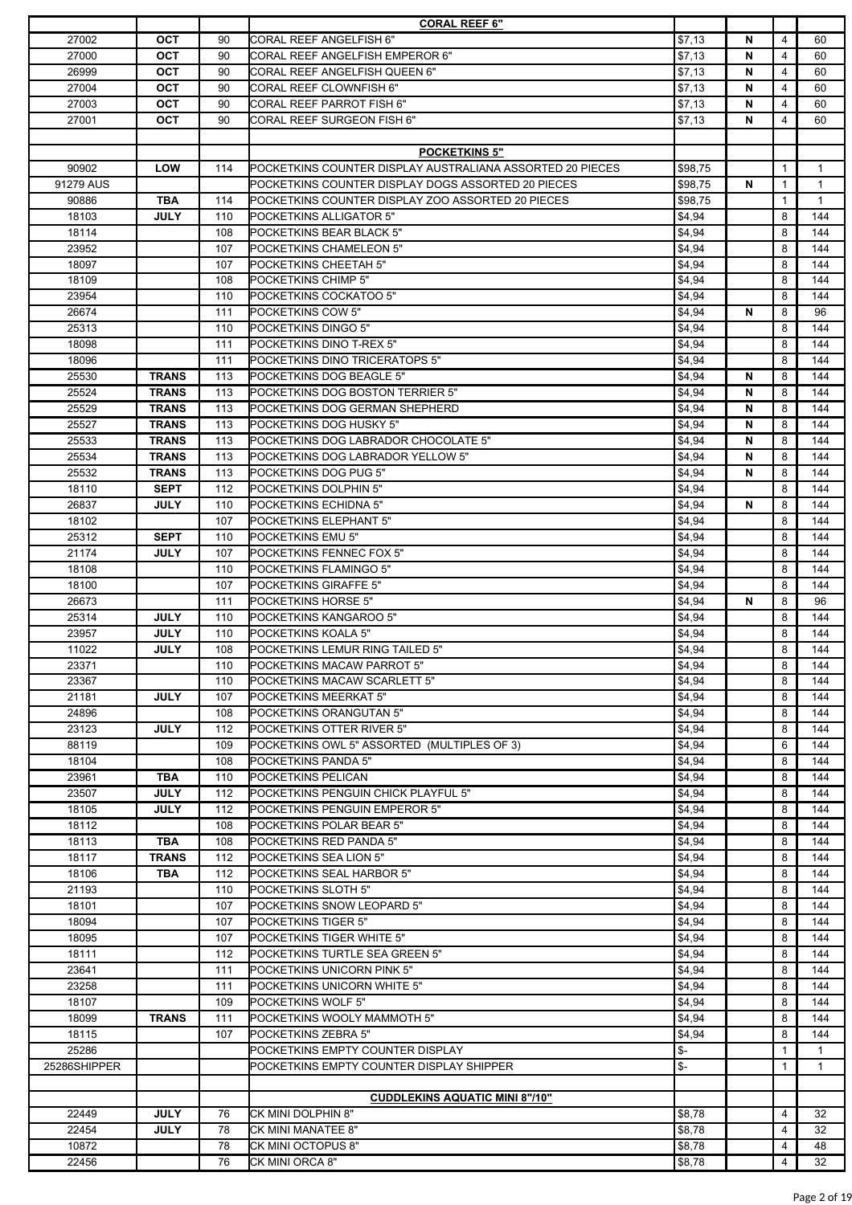| | | | **CORAL REEF 6"** | | | | |
|---|---|---|---|---|---|---|---|
| 27002 | **OCT** | 90 | CORAL REEF ANGELFISH 6" | $7,13 | **N** | 4 | 60 |
| 27000 | **OCT** | 90 | CORAL REEF ANGELFISH EMPEROR 6" | $7,13 | **N** | 4 | 60 |
| 26999 | **OCT** | 90 | CORAL REEF ANGELFISH QUEEN 6" | $7,13 | **N** | 4 | 60 |
| 27004 | **OCT** | 90 | CORAL REEF CLOWNFISH 6" | $7,13 | **N** | 4 | 60 |
| 27003 | **OCT** | 90 | CORAL REEF PARROT FISH 6" | $7,13 | **N** | 4 | 60 |
| 27001 | **OCT** | 90 | CORAL REEF SURGEON FISH 6" | $7,13 | **N** | 4 | 60 |
| | | | | | | | |
| | | | **POCKETKINS 5"** | | | | |
| 90902 | **LOW** | 114 | POCKETKINS COUNTER DISPLAY AUSTRALIANA ASSORTED 20 PIECES | $98,75 | | 1 | 1 |
| 91279 AUS | | | POCKETKINS COUNTER DISPLAY DOGS ASSORTED 20 PIECES | $98,75 | **N** | 1 | 1 |
| 90886 | **TBA** | 114 | POCKETKINS COUNTER DISPLAY ZOO ASSORTED 20 PIECES | $98,75 | | 1 | 1 |
| 18103 | **JULY** | 110 | POCKETKINS ALLIGATOR 5" | $4,94 | | 8 | 144 |
| 18114 | | 108 | POCKETKINS BEAR BLACK 5" | $4,94 | | 8 | 144 |
| 23952 | | 107 | POCKETKINS CHAMELEON 5" | $4,94 | | 8 | 144 |
| 18097 | | 107 | POCKETKINS CHEETAH 5" | $4,94 | | 8 | 144 |
| 18109 | | 108 | POCKETKINS CHIMP 5" | $4,94 | | 8 | 144 |
| 23954 | | 110 | POCKETKINS COCKATOO 5" | $4,94 | | 8 | 144 |
| 26674 | | 111 | POCKETKINS COW 5" | $4,94 | **N** | 8 | 96 |
| 25313 | | 110 | POCKETKINS DINGO 5" | $4,94 | | 8 | 144 |
| 18098 | | 111 | POCKETKINS DINO T-REX 5" | $4,94 | | 8 | 144 |
| 18096 | | 111 | POCKETKINS DINO TRICERATOPS 5" | $4,94 | | 8 | 144 |
| 25530 | **TRANS** | 113 | POCKETKINS DOG BEAGLE 5" | $4,94 | **N** | 8 | 144 |
| 25524 | **TRANS** | 113 | POCKETKINS DOG BOSTON TERRIER 5" | $4,94 | **N** | 8 | 144 |
| 25529 | **TRANS** | 113 | POCKETKINS DOG GERMAN SHEPHERD | $4,94 | **N** | 8 | 144 |
| 25527 | **TRANS** | 113 | POCKETKINS DOG HUSKY 5" | $4,94 | **N** | 8 | 144 |
| 25533 | **TRANS** | 113 | POCKETKINS DOG LABRADOR CHOCOLATE 5" | $4,94 | **N** | 8 | 144 |
| 25534 | **TRANS** | 113 | POCKETKINS DOG LABRADOR YELLOW 5" | $4,94 | **N** | 8 | 144 |
| 25532 | **TRANS** | 113 | POCKETKINS DOG PUG 5" | $4,94 | **N** | 8 | 144 |
| 18110 | **SEPT** | 112 | POCKETKINS DOLPHIN 5" | $4,94 | | 8 | 144 |
| 26837 | **JULY** | 110 | POCKETKINS ECHIDNA 5" | $4,94 | **N** | 8 | 144 |
| 18102 | | 107 | POCKETKINS ELEPHANT 5" | $4,94 | | 8 | 144 |
| 25312 | **SEPT** | 110 | POCKETKINS EMU 5" | $4,94 | | 8 | 144 |
| 21174 | **JULY** | 107 | POCKETKINS FENNEC FOX 5" | $4,94 | | 8 | 144 |
| 18108 | | 110 | POCKETKINS FLAMINGO 5" | $4,94 | | 8 | 144 |
| 18100 | | 107 | POCKETKINS GIRAFFE 5" | $4,94 | | 8 | 144 |
| 26673 | | 111 | POCKETKINS HORSE 5" | $4,94 | **N** | 8 | 96 |
| 25314 | **JULY** | 110 | POCKETKINS KANGAROO 5" | $4,94 | | 8 | 144 |
| 23957 | **JULY** | 110 | POCKETKINS KOALA 5" | $4,94 | | 8 | 144 |
| 11022 | **JULY** | 108 | POCKETKINS LEMUR RING TAILED 5" | $4,94 | | 8 | 144 |
| 23371 | | 110 | POCKETKINS MACAW PARROT 5" | $4,94 | | 8 | 144 |
| 23367 | | 110 | POCKETKINS MACAW SCARLETT 5" | $4,94 | | 8 | 144 |
| 21181 | **JULY** | 107 | POCKETKINS MEERKAT 5" | $4,94 | | 8 | 144 |
| 24896 | | 108 | POCKETKINS ORANGUTAN 5" | $4,94 | | 8 | 144 |
| 23123 | **JULY** | 112 | POCKETKINS OTTER RIVER 5" | $4,94 | | 8 | 144 |
| 88119 | | 109 | POCKETKINS OWL 5" ASSORTED (MULTIPLES OF 3) | $4,94 | | 6 | 144 |
| 18104 | | 108 | POCKETKINS PANDA 5" | $4,94 | | 8 | 144 |
| 23961 | **TBA** | 110 | POCKETKINS PELICAN | $4,94 | | 8 | 144 |
| 23507 | **JULY** | 112 | POCKETKINS PENGUIN CHICK PLAYFUL 5" | $4,94 | | 8 | 144 |
| 18105 | **JULY** | 112 | POCKETKINS PENGUIN EMPEROR 5" | $4,94 | | 8 | 144 |
| 18112 | | 108 | POCKETKINS POLAR BEAR 5" | $4,94 | | 8 | 144 |
| 18113 | **TBA** | 108 | POCKETKINS RED PANDA 5" | $4,94 | | 8 | 144 |
| 18117 | **TRANS** | 112 | POCKETKINS SEA LION 5" | $4,94 | | 8 | 144 |
| 18106 | **TBA** | 112 | POCKETKINS SEAL HARBOR 5" | $4,94 | | 8 | 144 |
| 21193 | | 110 | POCKETKINS SLOTH 5" | $4,94 | | 8 | 144 |
| 18101 | | 107 | POCKETKINS SNOW LEOPARD 5" | $4,94 | | 8 | 144 |
| 18094 | | 107 | POCKETKINS TIGER 5" | $4,94 | | 8 | 144 |
| 18095 | | 107 | POCKETKINS TIGER WHITE 5" | $4,94 | | 8 | 144 |
| 18111 | | 112 | POCKETKINS TURTLE SEA GREEN 5" | $4,94 | | 8 | 144 |
| 23641 | | 111 | POCKETKINS UNICORN PINK 5" | $4,94 | | 8 | 144 |
| 23258 | | 111 | POCKETKINS UNICORN WHITE 5" | $4,94 | | 8 | 144 |
| 18107 | | 109 | POCKETKINS WOLF 5" | $4,94 | | 8 | 144 |
| 18099 | **TRANS** | 111 | POCKETKINS WOOLY MAMMOTH 5" | $4,94 | | 8 | 144 |
| 18115 | | 107 | POCKETKINS ZEBRA 5" | $4,94 | | 8 | 144 |
| 25286 | | | POCKETKINS EMPTY COUNTER DISPLAY | $- | | 1 | 1 |
| 25286SHIPPER | | | POCKETKINS EMPTY COUNTER DISPLAY SHIPPER | $- | | 1 | 1 |
| | | | | | | | |
| | | | **CUDDLEKINS AQUATIC MINI 8"/10"** | | | | |
| 22449 | **JULY** | 76 | CK MINI DOLPHIN 8" | $8,78 | | 4 | 32 |
| 22454 | **JULY** | 78 | CK MINI MANATEE 8" | $8,78 | | 4 | 32 |
| 10872 | | 78 | CK MINI OCTOPUS 8" | $8,78 | | 4 | 48 |
| 22456 | | 76 | CK MINI ORCA 8" | $8,78 | | 4 | 32 |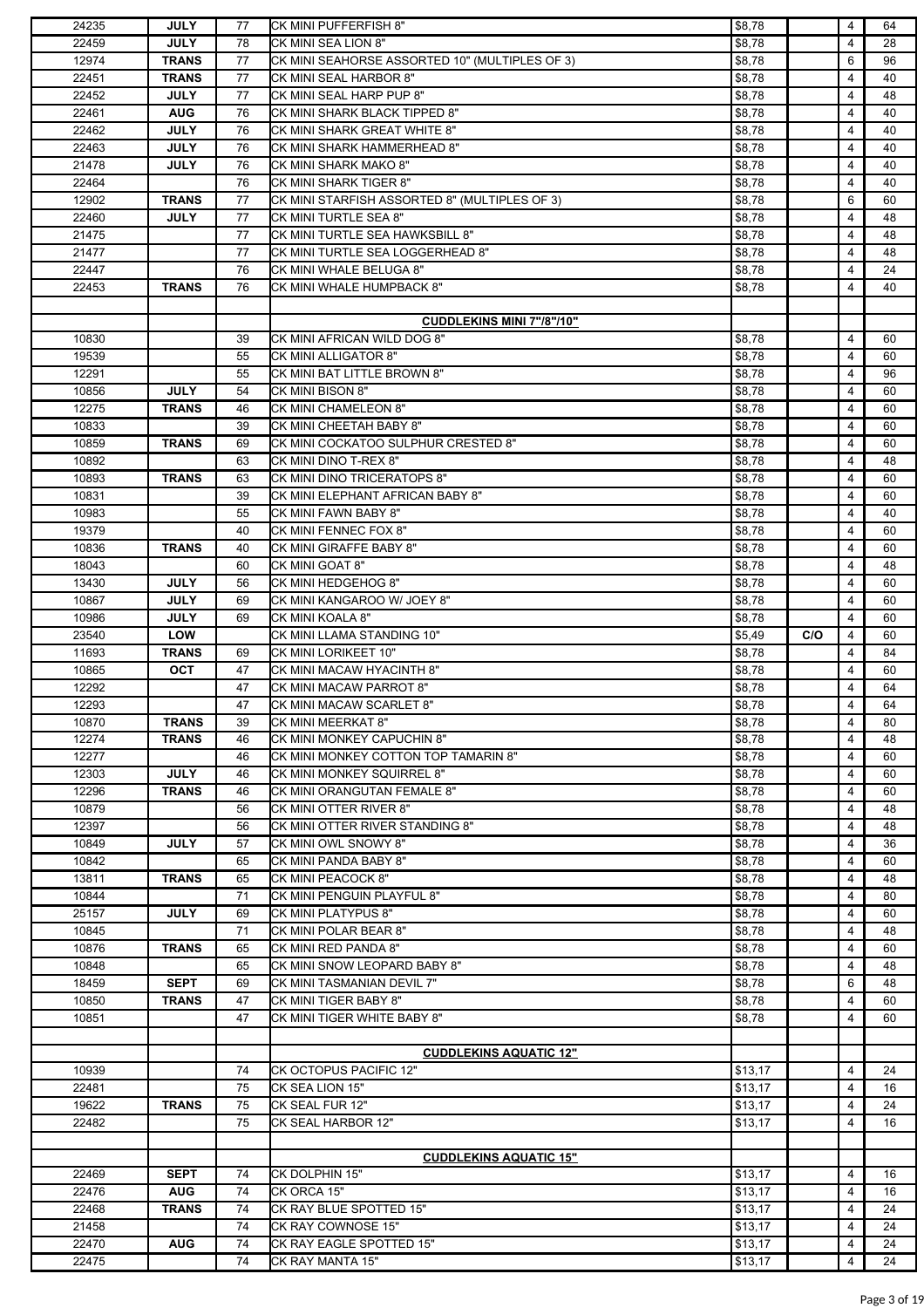| | | | | | | | |
|---|---|---|---|---|---|---|---|
| 24235 | **JULY** | 77 | CK MINI PUFFERFISH 8" | $8,78 | | 4 | 64 |
| 22459 | **JULY** | 78 | CK MINI SEA LION 8" | $8,78 | | 4 | 28 |
| 12974 | **TRANS** | 77 | CK MINI SEAHORSE ASSORTED 10" (MULTIPLES OF 3) | $8,78 | | 6 | 96 |
| 22451 | **TRANS** | 77 | CK MINI SEAL HARBOR 8" | $8,78 | | 4 | 40 |
| 22452 | **JULY** | 77 | CK MINI SEAL HARP PUP 8" | $8,78 | | 4 | 48 |
| 22461 | **AUG** | 76 | CK MINI SHARK BLACK TIPPED 8" | $8,78 | | 4 | 40 |
| 22462 | **JULY** | 76 | CK MINI SHARK GREAT WHITE 8" | $8,78 | | 4 | 40 |
| 22463 | **JULY** | 76 | CK MINI SHARK HAMMERHEAD 8" | $8,78 | | 4 | 40 |
| 21478 | **JULY** | 76 | CK MINI SHARK MAKO 8" | $8,78 | | 4 | 40 |
| 22464 | | 76 | CK MINI SHARK TIGER 8" | $8,78 | | 4 | 40 |
| 12902 | **TRANS** | 77 | CK MINI STARFISH ASSORTED 8" (MULTIPLES OF 3) | $8,78 | | 6 | 60 |
| 22460 | **JULY** | 77 | CK MINI TURTLE SEA 8" | $8,78 | | 4 | 48 |
| 21475 | | 77 | CK MINI TURTLE SEA HAWKSBILL 8" | $8,78 | | 4 | 48 |
| 21477 | | 77 | CK MINI TURTLE SEA LOGGERHEAD 8" | $8,78 | | 4 | 48 |
| 22447 | | 76 | CK MINI WHALE BELUGA 8" | $8,78 | | 4 | 24 |
| 22453 | **TRANS** | 76 | CK MINI WHALE HUMPBACK 8" | $8,78 | | 4 | 40 |
| | | | | | | | |
| | | | **CUDDLEKINS MINI 7"/8"/10"** | | | | |
| 10830 | | 39 | CK MINI AFRICAN WILD DOG 8" | $8,78 | | 4 | 60 |
| 19539 | | 55 | CK MINI ALLIGATOR 8" | $8,78 | | 4 | 60 |
| 12291 | | 55 | CK MINI BAT LITTLE BROWN 8" | $8,78 | | 4 | 96 |
| 10856 | **JULY** | 54 | CK MINI BISON 8" | $8,78 | | 4 | 60 |
| 12275 | **TRANS** | 46 | CK MINI CHAMELEON 8" | $8,78 | | 4 | 60 |
| 10833 | | 39 | CK MINI CHEETAH BABY 8" | $8,78 | | 4 | 60 |
| 10859 | **TRANS** | 69 | CK MINI COCKATOO SULPHUR CRESTED 8" | $8,78 | | 4 | 60 |
| 10892 | | 63 | CK MINI DINO T-REX 8" | $8,78 | | 4 | 48 |
| 10893 | **TRANS** | 63 | CK MINI DINO TRICERATOPS 8" | $8,78 | | 4 | 60 |
| 10831 | | 39 | CK MINI ELEPHANT AFRICAN BABY 8" | $8,78 | | 4 | 60 |
| 10983 | | 55 | CK MINI FAWN BABY 8" | $8,78 | | 4 | 40 |
| 19379 | | 40 | CK MINI FENNEC FOX 8" | $8,78 | | 4 | 60 |
| 10836 | **TRANS** | 40 | CK MINI GIRAFFE BABY 8" | $8,78 | | 4 | 60 |
| 18043 | | 60 | CK MINI GOAT 8" | $8,78 | | 4 | 48 |
| 13430 | **JULY** | 56 | CK MINI HEDGEHOG 8" | $8,78 | | 4 | 60 |
| 10867 | **JULY** | 69 | CK MINI KANGAROO W/ JOEY 8" | $8,78 | | 4 | 60 |
| 10986 | **JULY** | 69 | CK MINI KOALA 8" | $8,78 | | 4 | 60 |
| 23540 | **LOW** | | CK MINI LLAMA STANDING 10" | $5,49 | **C/O** | 4 | 60 |
| 11693 | **TRANS** | 69 | CK MINI LORIKEET 10" | $8,78 | | 4 | 84 |
| 10865 | **OCT** | 47 | CK MINI MACAW HYACINTH 8" | $8,78 | | 4 | 60 |
| 12292 | | 47 | CK MINI MACAW PARROT 8" | $8,78 | | 4 | 64 |
| 12293 | | 47 | CK MINI MACAW SCARLET 8" | $8,78 | | 4 | 64 |
| 10870 | **TRANS** | 39 | CK MINI MEERKAT 8" | $8,78 | | 4 | 80 |
| 12274 | **TRANS** | 46 | CK MINI MONKEY CAPUCHIN 8" | $8,78 | | 4 | 48 |
| 12277 | | 46 | CK MINI MONKEY COTTON TOP TAMARIN 8" | $8,78 | | 4 | 60 |
| 12303 | **JULY** | 46 | CK MINI MONKEY SQUIRREL 8" | $8,78 | | 4 | 60 |
| 12296 | **TRANS** | 46 | CK MINI ORANGUTAN FEMALE 8" | $8,78 | | 4 | 60 |
| 10879 | | 56 | CK MINI OTTER RIVER 8" | $8,78 | | 4 | 48 |
| 12397 | | 56 | CK MINI OTTER RIVER STANDING 8" | $8,78 | | 4 | 48 |
| 10849 | **JULY** | 57 | CK MINI OWL SNOWY 8" | $8,78 | | 4 | 36 |
| 10842 | | 65 | CK MINI PANDA BABY 8" | $8,78 | | 4 | 60 |
| 13811 | **TRANS** | 65 | CK MINI PEACOCK 8" | $8,78 | | 4 | 48 |
| 10844 | | 71 | CK MINI PENGUIN PLAYFUL 8" | $8,78 | | 4 | 80 |
| 25157 | **JULY** | 69 | CK MINI PLATYPUS 8" | $8,78 | | 4 | 60 |
| 10845 | | 71 | CK MINI POLAR BEAR 8" | $8,78 | | 4 | 48 |
| 10876 | **TRANS** | 65 | CK MINI RED PANDA 8" | $8,78 | | 4 | 60 |
| 10848 | | 65 | CK MINI SNOW LEOPARD BABY 8" | $8,78 | | 4 | 48 |
| 18459 | **SEPT** | 69 | CK MINI TASMANIAN DEVIL 7" | $8,78 | | 6 | 48 |
| 10850 | **TRANS** | 47 | CK MINI TIGER BABY 8" | $8,78 | | 4 | 60 |
| 10851 | | 47 | CK MINI TIGER WHITE BABY 8" | $8,78 | | 4 | 60 |
| | | | | | | | |
| | | | **CUDDLEKINS AQUATIC 12"** | | | | |
| 10939 | | 74 | CK OCTOPUS PACIFIC 12" | $13,17 | | 4 | 24 |
| 22481 | | 75 | CK SEA LION 15" | $13,17 | | 4 | 16 |
| 19622 | **TRANS** | 75 | CK SEAL FUR 12" | $13,17 | | 4 | 24 |
| 22482 | | 75 | CK SEAL HARBOR 12" | $13,17 | | 4 | 16 |
| | | | | | | | |
| | | | **CUDDLEKINS AQUATIC 15"** | | | | |
| 22469 | **SEPT** | 74 | CK DOLPHIN 15" | $13,17 | | 4 | 16 |
| 22476 | **AUG** | 74 | CK ORCA 15" | $13,17 | | 4 | 16 |
| 22468 | **TRANS** | 74 | CK RAY BLUE SPOTTED 15" | $13,17 | | 4 | 24 |
| 21458 | | 74 | CK RAY COWNOSE 15" | $13,17 | | 4 | 24 |
| 22470 | **AUG** | 74 | CK RAY EAGLE SPOTTED 15" | $13,17 | | 4 | 24 |
| 22475 | | 74 | CK RAY MANTA 15" | $13,17 | | 4 | 24 |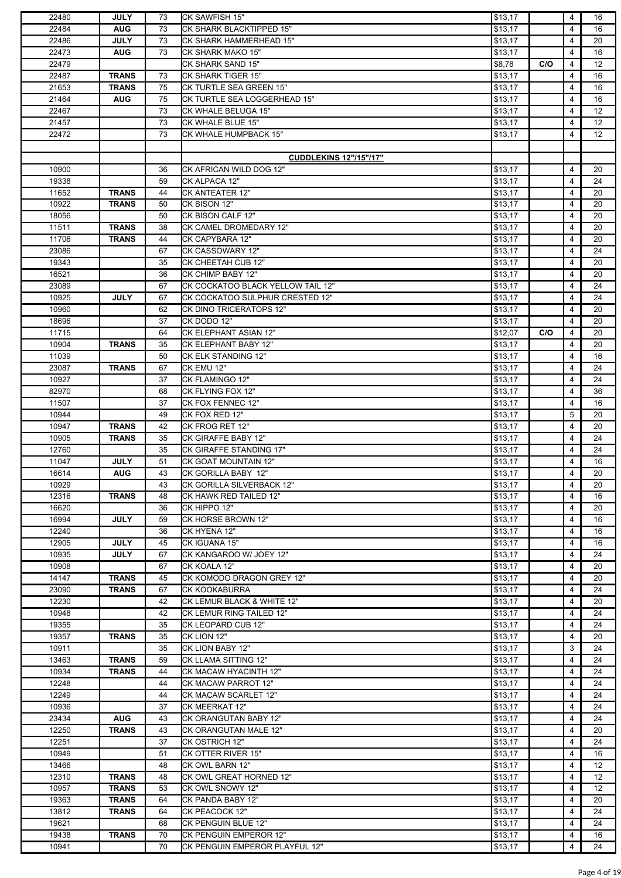| | | | | | | | |
|---|---|---|---|---|---|---|---|
| 22480 | **JULY** | 73 | CK SAWFISH 15" | $13,17 | | 4 | 16 |
| 22484 | **AUG** | 73 | CK SHARK BLACKTIPPED 15" | $13,17 | | 4 | 16 |
| 22486 | **JULY** | 73 | CK SHARK HAMMERHEAD 15" | $13,17 | | 4 | 20 |
| 22473 | **AUG** | 73 | CK SHARK MAKO 15" | $13,17 | | 4 | 16 |
| 22479 | | | CK SHARK SAND 15" | $8,78 | **C/O** | 4 | 12 |
| 22487 | **TRANS** | 73 | CK SHARK TIGER 15" | $13,17 | | 4 | 16 |
| 21653 | **TRANS** | 75 | CK TURTLE SEA GREEN 15" | $13,17 | | 4 | 16 |
| 21464 | **AUG** | 75 | CK TURTLE SEA LOGGERHEAD 15" | $13,17 | | 4 | 16 |
| 22467 | | 73 | CK WHALE BELUGA 15" | $13,17 | | 4 | 12 |
| 21457 | | 73 | CK WHALE BLUE 15" | $13,17 | | 4 | 12 |
| 22472 | | 73 | CK WHALE HUMPBACK 15" | $13,17 | | 4 | 12 |
| | | | | | | | |
| | | | **CUDDLEKINS 12"/15"/17"** | | | | |
| 10900 | | 36 | CK AFRICAN WILD DOG 12" | $13,17 | | 4 | 20 |
| 19338 | | 59 | CK ALPACA 12" | $13,17 | | 4 | 24 |
| 11652 | **TRANS** | 44 | CK ANTEATER 12" | $13,17 | | 4 | 20 |
| 10922 | **TRANS** | 50 | CK BISON 12" | $13,17 | | 4 | 20 |
| 18056 | | 50 | CK BISON CALF 12" | $13,17 | | 4 | 20 |
| 11511 | **TRANS** | 38 | CK CAMEL DROMEDARY 12" | $13,17 | | 4 | 20 |
| 11706 | **TRANS** | 44 | CK CAPYBARA 12" | $13,17 | | 4 | 20 |
| 23086 | | 67 | CK CASSOWARY 12" | $13,17 | | 4 | 24 |
| 19343 | | 35 | CK CHEETAH CUB 12" | $13,17 | | 4 | 20 |
| 16521 | | 36 | CK CHIMP BABY 12" | $13,17 | | 4 | 20 |
| 23089 | | 67 | CK COCKATOO BLACK YELLOW TAIL 12" | $13,17 | | 4 | 24 |
| 10925 | **JULY** | 67 | CK COCKATOO SULPHUR CRESTED 12" | $13,17 | | 4 | 24 |
| 10960 | | 62 | CK DINO TRICERATOPS 12" | $13,17 | | 4 | 20 |
| 18696 | | 37 | CK DODO 12" | $13,17 | | 4 | 20 |
| 11715 | | 64 | CK ELEPHANT ASIAN 12" | $12,07 | **C/O** | 4 | 20 |
| 10904 | **TRANS** | 35 | CK ELEPHANT BABY 12" | $13,17 | | 4 | 20 |
| 11039 | | 50 | CK ELK STANDING 12" | $13,17 | | 4 | 16 |
| 23087 | **TRANS** | 67 | CK EMU 12" | $13,17 | | 4 | 24 |
| 10927 | | 37 | CK FLAMINGO 12" | $13,17 | | 4 | 24 |
| 82970 | | 68 | CK FLYING FOX 12" | $13,17 | | 4 | 36 |
| 11507 | | 37 | CK FOX FENNEC 12" | $13,17 | | 4 | 16 |
| 10944 | | 49 | CK FOX RED 12" | $13,17 | | 5 | 20 |
| 10947 | **TRANS** | 42 | CK FROG RET 12" | $13,17 | | 4 | 20 |
| 10905 | **TRANS** | 35 | CK GIRAFFE BABY 12" | $13,17 | | 4 | 24 |
| 12760 | | 35 | CK GIRAFFE STANDING 17" | $13,17 | | 4 | 24 |
| 11047 | **JULY** | 51 | CK GOAT MOUNTAIN 12" | $13,17 | | 4 | 16 |
| 16614 | **AUG** | 43 | CK GORILLA BABY 12" | $13,17 | | 4 | 20 |
| 10929 | | 43 | CK GORILLA SILVERBACK 12" | $13,17 | | 4 | 20 |
| 12316 | **TRANS** | 48 | CK HAWK RED TAILED 12" | $13,17 | | 4 | 16 |
| 16620 | | 36 | CK HIPPO 12" | $13,17 | | 4 | 20 |
| 16994 | **JULY** | 59 | CK HORSE BROWN 12" | $13,17 | | 4 | 16 |
| 12240 | | 36 | CK HYENA 12" | $13,17 | | 4 | 16 |
| 12905 | **JULY** | 45 | CK IGUANA 15" | $13,17 | | 4 | 16 |
| 10935 | **JULY** | 67 | CK KANGAROO W/ JOEY 12" | $13,17 | | 4 | 24 |
| 10908 | | 67 | CK KOALA 12" | $13,17 | | 4 | 20 |
| 14147 | **TRANS** | 45 | CK KOMODO DRAGON GREY 12" | $13,17 | | 4 | 20 |
| 23090 | **TRANS** | 67 | CK KOOKABURRA | $13,17 | | 4 | 24 |
| 12230 | | 42 | CK LEMUR BLACK & WHITE 12" | $13,17 | | 4 | 20 |
| 10948 | | 42 | CK LEMUR RING TAILED 12" | $13,17 | | 4 | 24 |
| 19355 | | 35 | CK LEOPARD CUB 12" | $13,17 | | 4 | 24 |
| 19357 | **TRANS** | 35 | CK LION 12" | $13,17 | | 4 | 20 |
| 10911 | | 35 | CK LION BABY 12" | $13,17 | | 3 | 24 |
| 13463 | **TRANS** | 59 | CK LLAMA SITTING 12" | $13,17 | | 4 | 24 |
| 10934 | **TRANS** | 44 | CK MACAW HYACINTH 12" | $13,17 | | 4 | 24 |
| 12248 | | 44 | CK MACAW PARROT 12" | $13,17 | | 4 | 24 |
| 12249 | | 44 | CK MACAW SCARLET 12" | $13,17 | | 4 | 24 |
| 10936 | | 37 | CK MEERKAT 12" | $13,17 | | 4 | 24 |
| 23434 | **AUG** | 43 | CK ORANGUTAN BABY 12" | $13,17 | | 4 | 24 |
| 12250 | **TRANS** | 43 | CK ORANGUTAN MALE 12" | $13,17 | | 4 | 20 |
| 12251 | | 37 | CK OSTRICH 12" | $13,17 | | 4 | 24 |
| 10949 | | 51 | CK OTTER RIVER 15" | $13,17 | | 4 | 16 |
| 13466 | | 48 | CK OWL BARN 12" | $13,17 | | 4 | 12 |
| 12310 | **TRANS** | 48 | CK OWL GREAT HORNED 12" | $13,17 | | 4 | 12 |
| 10957 | **TRANS** | 53 | CK OWL SNOWY 12" | $13,17 | | 4 | 12 |
| 19363 | **TRANS** | 64 | CK PANDA BABY 12" | $13,17 | | 4 | 20 |
| 13812 | **TRANS** | 64 | CK PEACOCK 12" | $13,17 | | 4 | 24 |
| 19621 | | 68 | CK PENGUIN BLUE 12" | $13,17 | | 4 | 24 |
| 19438 | **TRANS** | 70 | CK PENGUIN EMPEROR 12" | $13,17 | | 4 | 16 |
| 10941 | | 70 | CK PENGUIN EMPEROR PLAYFUL 12" | $13,17 | | 4 | 24 |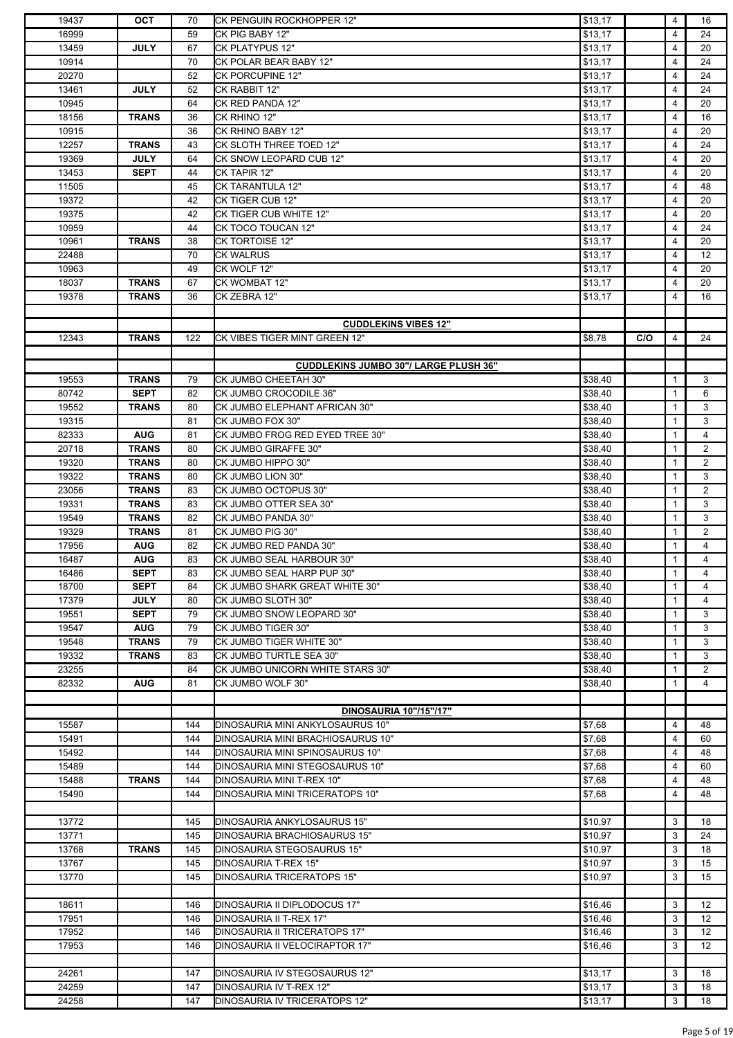| | | | | | | | |
|---|---|---|---|---|---|---|---|
| 19437 | **OCT** | 70 | CK PENGUIN ROCKHOPPER 12" | $13,17 | | 4 | 16 |
| 16999 | | 59 | CK PIG BABY 12" | $13,17 | | 4 | 24 |
| 13459 | **JULY** | 67 | CK PLATYPUS 12" | $13,17 | | 4 | 20 |
| 10914 | | 70 | CK POLAR BEAR BABY 12" | $13,17 | | 4 | 24 |
| 20270 | | 52 | CK PORCUPINE 12" | $13,17 | | 4 | 24 |
| 13461 | **JULY** | 52 | CK RABBIT 12" | $13,17 | | 4 | 24 |
| 10945 | | 64 | CK RED PANDA 12" | $13,17 | | 4 | 20 |
| 18156 | **TRANS** | 36 | CK RHINO 12" | $13,17 | | 4 | 16 |
| 10915 | | 36 | CK RHINO BABY 12" | $13,17 | | 4 | 20 |
| 12257 | **TRANS** | 43 | CK SLOTH THREE TOED 12" | $13,17 | | 4 | 24 |
| 19369 | **JULY** | 64 | CK SNOW LEOPARD CUB 12" | $13,17 | | 4 | 20 |
| 13453 | **SEPT** | 44 | CK TAPIR 12" | $13,17 | | 4 | 20 |
| 11505 | | 45 | CK TARANTULA 12" | $13,17 | | 4 | 48 |
| 19372 | | 42 | CK TIGER CUB 12" | $13,17 | | 4 | 20 |
| 19375 | | 42 | CK TIGER CUB WHITE 12" | $13,17 | | 4 | 20 |
| 10959 | | 44 | CK TOCO TOUCAN 12" | $13,17 | | 4 | 24 |
| 10961 | **TRANS** | 38 | CK TORTOISE 12" | $13,17 | | 4 | 20 |
| 22488 | | 70 | CK WALRUS | $13,17 | | 4 | 12 |
| 10963 | | 49 | CK WOLF 12" | $13,17 | | 4 | 20 |
| 18037 | **TRANS** | 67 | CK WOMBAT 12" | $13,17 | | 4 | 20 |
| 19378 | **TRANS** | 36 | CK ZEBRA 12" | $13,17 | | 4 | 16 |
| | | | | | | | |
| | | | **CUDDLEKINS VIBES 12"** | | | | |
| 12343 | **TRANS** | 122 | CK VIBES TIGER MINT GREEN 12" | $8,78 | **C/O** | 4 | 24 |
| | | | | | | | |
| | | | **CUDDLEKINS JUMBO 30"/ LARGE PLUSH 36"** | | | | |
| 19553 | **TRANS** | 79 | CK JUMBO CHEETAH 30" | $38,40 | | 1 | 3 |
| 80742 | **SEPT** | 82 | CK JUMBO CROCODILE 36" | $38,40 | | 1 | 6 |
| 19552 | **TRANS** | 80 | CK JUMBO ELEPHANT AFRICAN 30" | $38,40 | | 1 | 3 |
| 19315 | | 81 | CK JUMBO FOX 30" | $38,40 | | 1 | 3 |
| 82333 | **AUG** | 81 | CK JUMBO FROG RED EYED TREE 30" | $38,40 | | 1 | 4 |
| 20718 | **TRANS** | 80 | CK JUMBO GIRAFFE 30" | $38,40 | | 1 | 2 |
| 19320 | **TRANS** | 80 | CK JUMBO HIPPO 30" | $38,40 | | 1 | 2 |
| 19322 | **TRANS** | 80 | CK JUMBO LION 30" | $38,40 | | 1 | 3 |
| 23056 | **TRANS** | 83 | CK JUMBO OCTOPUS 30" | $38,40 | | 1 | 2 |
| 19331 | **TRANS** | 83 | CK JUMBO OTTER SEA 30" | $38,40 | | 1 | 3 |
| 19549 | **TRANS** | 82 | CK JUMBO PANDA 30" | $38,40 | | 1 | 3 |
| 19329 | **TRANS** | 81 | CK JUMBO PIG 30" | $38,40 | | 1 | 2 |
| 17956 | **AUG** | 82 | CK JUMBO RED PANDA 30" | $38,40 | | 1 | 4 |
| 16487 | **AUG** | 83 | CK JUMBO SEAL HARBOUR 30" | $38,40 | | 1 | 4 |
| 16486 | **SEPT** | 83 | CK JUMBO SEAL HARP PUP 30" | $38,40 | | 1 | 4 |
| 18700 | **SEPT** | 84 | CK JUMBO SHARK GREAT WHITE 30" | $38,40 | | 1 | 4 |
| 17379 | **JULY** | 80 | CK JUMBO SLOTH 30" | $38,40 | | 1 | 4 |
| 19551 | **SEPT** | 79 | CK JUMBO SNOW LEOPARD 30" | $38,40 | | 1 | 3 |
| 19547 | **AUG** | 79 | CK JUMBO TIGER 30" | $38,40 | | 1 | 3 |
| 19548 | **TRANS** | 79 | CK JUMBO TIGER WHITE 30" | $38,40 | | 1 | 3 |
| 19332 | **TRANS** | 83 | CK JUMBO TURTLE SEA 30" | $38,40 | | 1 | 3 |
| 23255 | | 84 | CK JUMBO UNICORN WHITE STARS 30" | $38,40 | | 1 | 2 |
| 82332 | **AUG** | 81 | CK JUMBO WOLF 30" | $38,40 | | 1 | 4 |
| | | | | | | | |
| | | | **DINOSAURIA 10"/15"/17"** | | | | |
| 15587 | | 144 | DINOSAURIA MINI ANKYLOSAURUS 10" | $7,68 | | 4 | 48 |
| 15491 | | 144 | DINOSAURIA MINI BRACHIOSAURUS 10" | $7,68 | | 4 | 60 |
| 15492 | | 144 | DINOSAURIA MINI SPINOSAURUS 10" | $7,68 | | 4 | 48 |
| 15489 | | 144 | DINOSAURIA MINI STEGOSAURUS 10" | $7,68 | | 4 | 60 |
| 15488 | **TRANS** | 144 | DINOSAURIA MINI T-REX 10" | $7,68 | | 4 | 48 |
| 15490 | | 144 | DINOSAURIA MINI TRICERATOPS 10" | $7,68 | | 4 | 48 |
| | | | | | | | |
| 13772 | | 145 | DINOSAURIA ANKYLOSAURUS 15" | $10,97 | | 3 | 18 |
| 13771 | | 145 | DINOSAURIA BRACHIOSAURUS 15" | $10,97 | | 3 | 24 |
| 13768 | **TRANS** | 145 | DINOSAURIA STEGOSAURUS 15" | $10,97 | | 3 | 18 |
| 13767 | | 145 | DINOSAURIA T-REX 15" | $10,97 | | 3 | 15 |
| 13770 | | 145 | DINOSAURIA TRICERATOPS 15" | $10,97 | | 3 | 15 |
| | | | | | | | |
| 18611 | | 146 | DINOSAURIA II DIPLODOCUS 17" | $16,46 | | 3 | 12 |
| 17951 | | 146 | DINOSAURIA II T-REX 17" | $16,46 | | 3 | 12 |
| 17952 | | 146 | DINOSAURIA II TRICERATOPS 17" | $16,46 | | 3 | 12 |
| 17953 | | 146 | DINOSAURIA II VELOCIRAPTOR 17" | $16,46 | | 3 | 12 |
| | | | | | | | |
| 24261 | | 147 | DINOSAURIA IV STEGOSAURUS 12" | $13,17 | | 3 | 18 |
| 24259 | | 147 | DINOSAURIA IV T-REX 12" | $13,17 | | 3 | 18 |
| 24258 | | 147 | DINOSAURIA IV TRICERATOPS 12" | $13,17 | | 3 | 18 |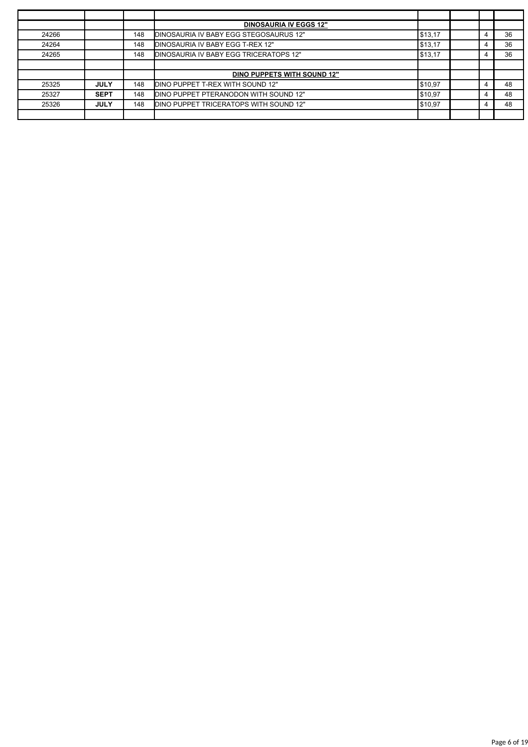| | | | | | | | |
|---|---|---|---|---|---|---|---|
| | | | **DINOSAURIA IV EGGS 12"** | | | | |
| 24266 | | 148 | DINOSAURIA IV BABY EGG STEGOSAURUS 12" | $13,17 | | 4 | 36 |
| 24264 | | 148 | DINOSAURIA IV BABY EGG T-REX 12" | $13,17 | | 4 | 36 |
| 24265 | | 148 | DINOSAURIA IV BABY EGG TRICERATOPS 12" | $13,17 | | 4 | 36 |
| | | | | | | | |
| | | | **DINO PUPPETS WITH SOUND 12"** | | | | |
| 25325 | **JULY** | 148 | DINO PUPPET T-REX WITH SOUND 12" | $10,97 | | 4 | 48 |
| 25327 | **SEPT** | 148 | DINO PUPPET PTERANODON WITH SOUND 12" | $10,97 | | 4 | 48 |
| 25326 | **JULY** | 148 | DINO PUPPET TRICERATOPS WITH SOUND 12" | $10,97 | | 4 | 48 |
| | | | | | | | |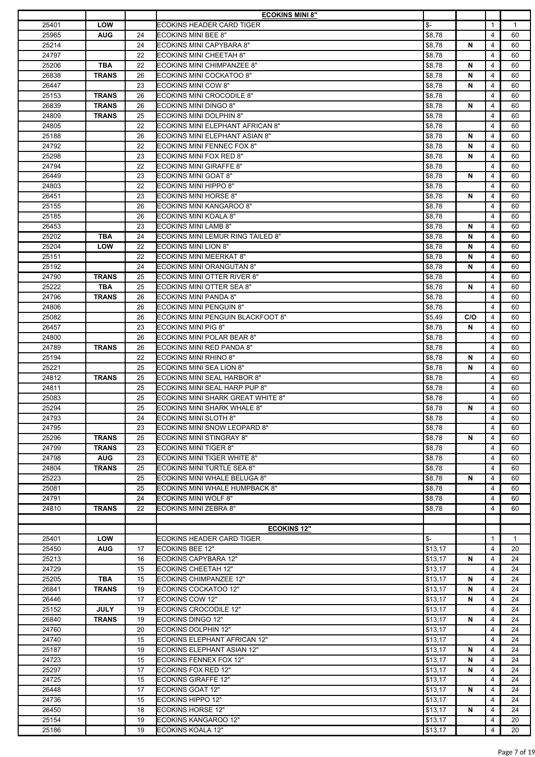| | | | **ECOKINS MINI 8"** | | | | |
|---|---|---|---|---|---|---|---|
| 25401 | **LOW** | | ECOKINS HEADER CARD TIGER | $- | | 1 | 1 |
| 25965 | **AUG** | 24 | ECOKINS MINI BEE 8" | $8,78 | | 4 | 60 |
| 25214 | | 24 | ECOKINS MINI CAPYBARA 8" | $8,78 | **N** | 4 | 60 |
| 24797 | | 22 | ECOKINS MINI CHEETAH 8" | $8,78 | | 4 | 60 |
| 25206 | **TBA** | 22 | ECOKINS MINI CHIMPANZEE 8" | $8,78 | **N** | 4 | 60 |
| 26838 | **TRANS** | 26 | ECOKINS MINI COCKATOO 8" | $8,78 | **N** | 4 | 60 |
| 26447 | | 23 | ECOKINS MINI COW 8" | $8,78 | **N** | 4 | 60 |
| 25153 | **TRANS** | 26 | ECOKINS MINI CROCODILE 8" | $8,78 | | 4 | 60 |
| 26839 | **TRANS** | 26 | ECOKINS MINI DINGO 8" | $8,78 | **N** | 4 | 60 |
| 24809 | **TRANS** | 25 | ECOKINS MINI DOLPHIN 8" | $8,78 | | 4 | 60 |
| 24805 | | 22 | ECOKINS MINI ELEPHANT AFRICAN 8" | $8,78 | | 4 | 60 |
| 25188 | | 26 | ECOKINS MINI ELEPHANT ASIAN 8" | $8,78 | **N** | 4 | 60 |
| 24792 | | 22 | ECOKINS MINI FENNEC FOX 8" | $8,78 | **N** | 4 | 60 |
| 25298 | | 23 | ECOKINS MINI FOX RED 8" | $8,78 | **N** | 4 | 60 |
| 24794 | | 22 | ECOKINS MINI GIRAFFE 8" | $8,78 | | 4 | 60 |
| 26449 | | 23 | ECOKINS MINI GOAT 8" | $8,78 | **N** | 4 | 60 |
| 24803 | | 22 | ECOKINS MINI HIPPO 8" | $8,78 | | 4 | 60 |
| 26451 | | 23 | ECOKINS MINI HORSE 8" | $8,78 | **N** | 4 | 60 |
| 25155 | | 26 | ECOKINS MINI KANGAROO 8" | $8,78 | | 4 | 60 |
| 25185 | | 26 | ECOKINS MINI KOALA 8" | $8,78 | | 4 | 60 |
| 26453 | | 23 | ECOKINS MINI LAMB 8" | $8,78 | **N** | 4 | 60 |
| 25202 | **TBA** | 24 | ECOKINS MINI LEMUR RING TAILED 8" | $8,78 | **N** | 4 | 60 |
| 25204 | **LOW** | 22 | ECOKINS MINI LION 8" | $8,78 | **N** | 4 | 60 |
| 25151 | | 22 | ECOKINS MINI MEERKAT 8" | $8,78 | **N** | 4 | 60 |
| 25192 | | 24 | ECOKINS MINI ORANGUTAN 8" | $8,78 | **N** | 4 | 60 |
| 24790 | **TRANS** | 25 | ECOKINS MINI OTTER RIVER 8" | $8,78 | | 4 | 60 |
| 25222 | **TBA** | 25 | ECOKINS MINI OTTER SEA 8" | $8,78 | **N** | 4 | 60 |
| 24796 | **TRANS** | 26 | ECOKINS MINI PANDA 8" | $8,78 | | 4 | 60 |
| 24806 | | 26 | ECOKINS MINI PENGUIN 8" | $8,78 | | 4 | 60 |
| 25082 | | 26 | ECOKINS MINI PENGUIN BLACKFOOT 8" | $5,49 | **C/O** | 4 | 60 |
| 26457 | | 23 | ECOKINS MINI PIG 8" | $8,78 | **N** | 4 | 60 |
| 24800 | | 26 | ECOKINS MINI POLAR BEAR 8" | $8,78 | | 4 | 60 |
| 24789 | **TRANS** | 26 | ECOKINS MINI RED PANDA 8" | $8,78 | | 4 | 60 |
| 25194 | | 22 | ECOKINS MINI RHINO 8" | $8,78 | **N** | 4 | 60 |
| 25221 | | 25 | ECOKINS MINI SEA LION 8" | $8,78 | **N** | 4 | 60 |
| 24812 | **TRANS** | 25 | ECOKINS MINI SEAL HARBOR 8" | $8,78 | | 4 | 60 |
| 24811 | | 25 | ECOKINS MINI SEAL HARP PUP 8" | $8,78 | | 4 | 60 |
| 25083 | | 25 | ECOKINS MINI SHARK GREAT WHITE 8" | $8,78 | | 4 | 60 |
| 25294 | | 25 | ECOKINS MINI SHARK WHALE 8" | $8,78 | **N** | 4 | 60 |
| 24793 | | 24 | ECOKINS MINI SLOTH 8" | $8,78 | | 4 | 60 |
| 24795 | | 23 | ECOKINS MINI SNOW LEOPARD 8" | $8,78 | | 4 | 60 |
| 25296 | **TRANS** | 25 | ECOKINS MINI STINGRAY 8" | $8,78 | **N** | 4 | 60 |
| 24799 | **TRANS** | 23 | ECOKINS MINI TIGER 8" | $8,78 | | 4 | 60 |
| 24798 | **AUG** | 23 | ECOKINS MINI TIGER WHITE 8" | $8,78 | | 4 | 60 |
| 24804 | **TRANS** | 25 | ECOKINS MINI TURTLE SEA 8" | $8,78 | | 4 | 60 |
| 25223 | | 25 | ECOKINS MINI WHALE BELUGA 8" | $8,78 | **N** | 4 | 60 |
| 25081 | | 25 | ECOKINS MINI WHALE HUMPBACK 8" | $8,78 | | 4 | 60 |
| 24791 | | 24 | ECOKINS MINI WOLF 8" | $8,78 | | 4 | 60 |
| 24810 | **TRANS** | 22 | ECOKINS MINI ZEBRA 8" | $8,78 | | 4 | 60 |
| | | | | | | | |
| | | | **ECOKINS 12"** | | | | |
| 25401 | **LOW** | | ECOKINS HEADER CARD TIGER | $- | | 1 | 1 |
| 25450 | **AUG** | 17 | ECOKINS BEE 12" | $13,17 | | 4 | 20 |
| 25213 | | 16 | ECOKINS CAPYBARA 12" | $13,17 | **N** | 4 | 24 |
| 24729 | | 15 | ECOKINS CHEETAH 12" | $13,17 | | 4 | 24 |
| 25205 | **TBA** | 15 | ECOKINS CHIMPANZEE 12" | $13,17 | **N** | 4 | 24 |
| 26841 | **TRANS** | 19 | ECOKINS COCKATOO 12" | $13,17 | **N** | 4 | 24 |
| 26446 | | 17 | ECOKINS COW 12" | $13,17 | **N** | 4 | 24 |
| 25152 | **JULY** | 19 | ECOKINS CROCODILE 12" | $13,17 | | 4 | 24 |
| 26840 | **TRANS** | 19 | ECOKINS DINGO 12" | $13,17 | **N** | 4 | 24 |
| 24760 | | 20 | ECOKINS DOLPHIN 12" | $13,17 | | 4 | 24 |
| 24740 | | 15 | ECOKINS ELEPHANT AFRICAN 12" | $13,17 | | 4 | 24 |
| 25187 | | 19 | ECOKINS ELEPHANT ASIAN 12" | $13,17 | **N** | 4 | 24 |
| 24723 | | 15 | ECOKINS FENNEX FOX 12" | $13,17 | **N** | 4 | 24 |
| 25297 | | 17 | ECOKINS FOX RED 12" | $13,17 | **N** | 4 | 24 |
| 24725 | | 15 | ECOKINS GIRAFFE 12" | $13,17 | | 4 | 24 |
| 26448 | | 17 | ECOKINS GOAT 12" | $13,17 | **N** | 4 | 24 |
| 24736 | | 15 | ECOKINS HIPPO 12" | $13,17 | | 4 | 24 |
| 26450 | | 18 | ECOKINS HORSE 12" | $13,17 | **N** | 4 | 24 |
| 25154 | | 19 | ECOKINS KANGAROO 12" | $13,17 | | 4 | 20 |
| 25186 | | 19 | ECOKINS KOALA 12" | $13,17 | | 4 | 20 |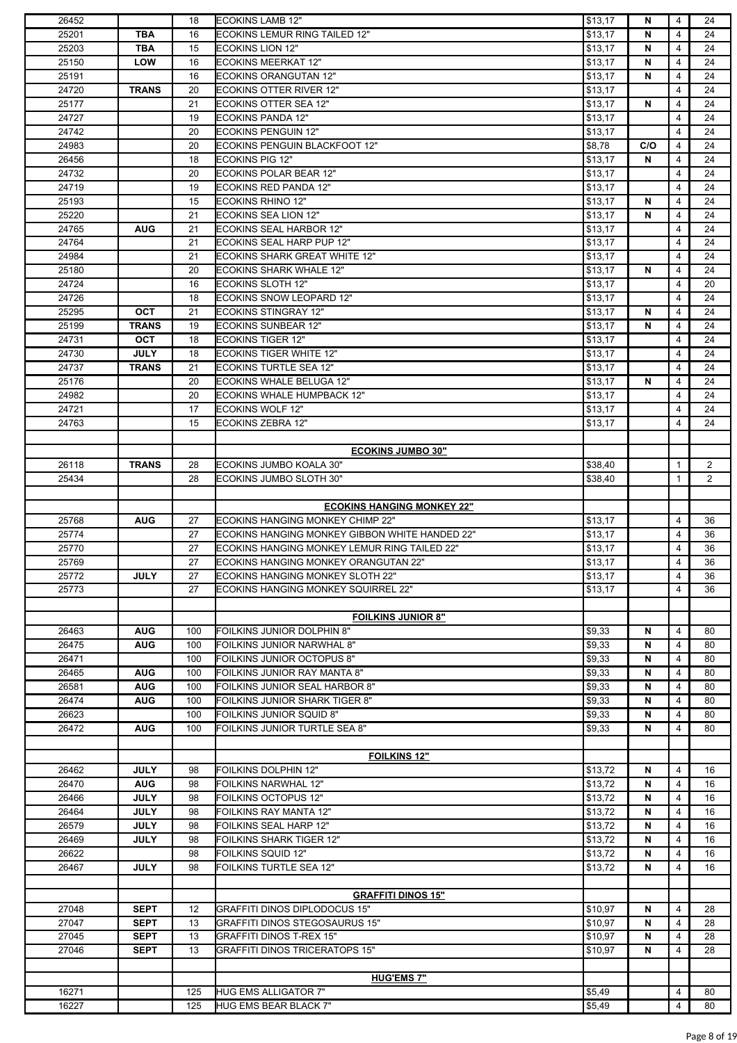| | | | | | | | |
|---|---|---|---|---|---|---|---|
| 26452 | | 18 | ECOKINS LAMB 12" | $13,17 | N | 4 | 24 |
| 25201 | TBA | 16 | ECOKINS LEMUR RING TAILED 12" | $13,17 | N | 4 | 24 |
| 25203 | TBA | 15 | ECOKINS LION 12" | $13,17 | N | 4 | 24 |
| 25150 | LOW | 16 | ECOKINS MEERKAT 12" | $13,17 | N | 4 | 24 |
| 25191 | | 16 | ECOKINS ORANGUTAN 12" | $13,17 | N | 4 | 24 |
| 24720 | TRANS | 20 | ECOKINS OTTER RIVER 12" | $13,17 | | 4 | 24 |
| 25177 | | 21 | ECOKINS OTTER SEA 12" | $13,17 | N | 4 | 24 |
| 24727 | | 19 | ECOKINS PANDA 12" | $13,17 | | 4 | 24 |
| 24742 | | 20 | ECOKINS PENGUIN 12" | $13,17 | | 4 | 24 |
| 24983 | | 20 | ECOKINS PENGUIN BLACKFOOT 12" | $8,78 | C/O | 4 | 24 |
| 26456 | | 18 | ECOKINS PIG 12" | $13,17 | N | 4 | 24 |
| 24732 | | 20 | ECOKINS POLAR BEAR 12" | $13,17 | | 4 | 24 |
| 24719 | | 19 | ECOKINS RED PANDA 12" | $13,17 | | 4 | 24 |
| 25193 | | 15 | ECOKINS RHINO 12" | $13,17 | N | 4 | 24 |
| 25220 | | 21 | ECOKINS SEA LION 12" | $13,17 | N | 4 | 24 |
| 24765 | AUG | 21 | ECOKINS SEAL HARBOR 12" | $13,17 | | 4 | 24 |
| 24764 | | 21 | ECOKINS SEAL HARP PUP 12" | $13,17 | | 4 | 24 |
| 24984 | | 21 | ECOKINS SHARK GREAT WHITE 12" | $13,17 | | 4 | 24 |
| 25180 | | 20 | ECOKINS SHARK WHALE 12" | $13,17 | N | 4 | 24 |
| 24724 | | 16 | ECOKINS SLOTH 12" | $13,17 | | 4 | 20 |
| 24726 | | 18 | ECOKINS SNOW LEOPARD 12" | $13,17 | | 4 | 24 |
| 25295 | OCT | 21 | ECOKINS STINGRAY 12" | $13,17 | N | 4 | 24 |
| 25199 | TRANS | 19 | ECOKINS SUNBEAR 12" | $13,17 | N | 4 | 24 |
| 24731 | OCT | 18 | ECOKINS TIGER 12" | $13,17 | | 4 | 24 |
| 24730 | JULY | 18 | ECOKINS TIGER WHITE 12" | $13,17 | | 4 | 24 |
| 24737 | TRANS | 21 | ECOKINS TURTLE SEA 12" | $13,17 | | 4 | 24 |
| 25176 | | 20 | ECOKINS WHALE BELUGA 12" | $13,17 | N | 4 | 24 |
| 24982 | | 20 | ECOKINS WHALE HUMPBACK 12" | $13,17 | | 4 | 24 |
| 24721 | | 17 | ECOKINS WOLF 12" | $13,17 | | 4 | 24 |
| 24763 | | 15 | ECOKINS ZEBRA 12" | $13,17 | | 4 | 24 |
| | | | | | | | |
| | | | **ECOKINS JUMBO 30"** | | | | |
| 26118 | TRANS | 28 | ECOKINS JUMBO KOALA 30" | $38,40 | | 1 | 2 |
| 25434 | | 28 | ECOKINS JUMBO SLOTH 30" | $38,40 | | 1 | 2 |
| | | | | | | | |
| | | | **ECOKINS HANGING MONKEY 22"** | | | | |
| 25768 | AUG | 27 | ECOKINS HANGING MONKEY CHIMP 22" | $13,17 | | 4 | 36 |
| 25774 | | 27 | ECOKINS HANGING MONKEY GIBBON WHITE HANDED 22" | $13,17 | | 4 | 36 |
| 25770 | | 27 | ECOKINS HANGING MONKEY LEMUR RING TAILED 22" | $13,17 | | 4 | 36 |
| 25769 | | 27 | ECOKINS HANGING MONKEY ORANGUTAN 22" | $13,17 | | 4 | 36 |
| 25772 | JULY | 27 | ECOKINS HANGING MONKEY SLOTH 22" | $13,17 | | 4 | 36 |
| 25773 | | 27 | ECOKINS HANGING MONKEY SQUIRREL 22" | $13,17 | | 4 | 36 |
| | | | | | | | |
| | | | **FOILKINS JUNIOR 8"** | | | | |
| 26463 | AUG | 100 | FOILKINS JUNIOR DOLPHIN 8" | $9,33 | N | 4 | 80 |
| 26475 | AUG | 100 | FOILKINS JUNIOR NARWHAL 8" | $9,33 | N | 4 | 80 |
| 26471 | | 100 | FOILKINS JUNIOR OCTOPUS 8" | $9,33 | N | 4 | 80 |
| 26465 | AUG | 100 | FOILKINS JUNIOR RAY MANTA 8" | $9,33 | N | 4 | 80 |
| 26581 | AUG | 100 | FOILKINS JUNIOR SEAL HARBOR 8" | $9,33 | N | 4 | 80 |
| 26474 | AUG | 100 | FOILKINS JUNIOR SHARK TIGER 8" | $9,33 | N | 4 | 80 |
| 26623 | | 100 | FOILKINS JUNIOR SQUID 8" | $9,33 | N | 4 | 80 |
| 26472 | AUG | 100 | FOILKINS JUNIOR TURTLE SEA 8" | $9,33 | N | 4 | 80 |
| | | | | | | | |
| | | | **FOILKINS 12"** | | | | |
| 26462 | JULY | 98 | FOILKINS DOLPHIN 12" | $13,72 | N | 4 | 16 |
| 26470 | AUG | 98 | FOILKINS NARWHAL 12" | $13,72 | N | 4 | 16 |
| 26466 | JULY | 98 | FOILKINS OCTOPUS 12" | $13,72 | N | 4 | 16 |
| 26464 | JULY | 98 | FOILKINS RAY MANTA 12" | $13,72 | N | 4 | 16 |
| 26579 | JULY | 98 | FOILKINS SEAL HARP 12" | $13,72 | N | 4 | 16 |
| 26469 | JULY | 98 | FOILKINS SHARK TIGER 12" | $13,72 | N | 4 | 16 |
| 26622 | | 98 | FOILKINS SQUID 12" | $13,72 | N | 4 | 16 |
| 26467 | JULY | 98 | FOILKINS TURTLE SEA 12" | $13,72 | N | 4 | 16 |
| | | | | | | | |
| | | | **GRAFFITI DINOS 15"** | | | | |
| 27048 | SEPT | 12 | GRAFFITI DINOS DIPLODOCUS 15" | $10,97 | N | 4 | 28 |
| 27047 | SEPT | 13 | GRAFFITI DINOS STEGOSAURUS 15" | $10,97 | N | 4 | 28 |
| 27045 | SEPT | 13 | GRAFFITI DINOS T-REX 15" | $10,97 | N | 4 | 28 |
| 27046 | SEPT | 13 | GRAFFITI DINOS TRICERATOPS 15" | $10,97 | N | 4 | 28 |
| | | | | | | | |
| | | | **HUG'EMS 7"** | | | | |
| 16271 | | 125 | HUG EMS ALLIGATOR 7" | $5,49 | | 4 | 80 |
| 16227 | | 125 | HUG EMS BEAR BLACK 7" | $5,49 | | 4 | 80 |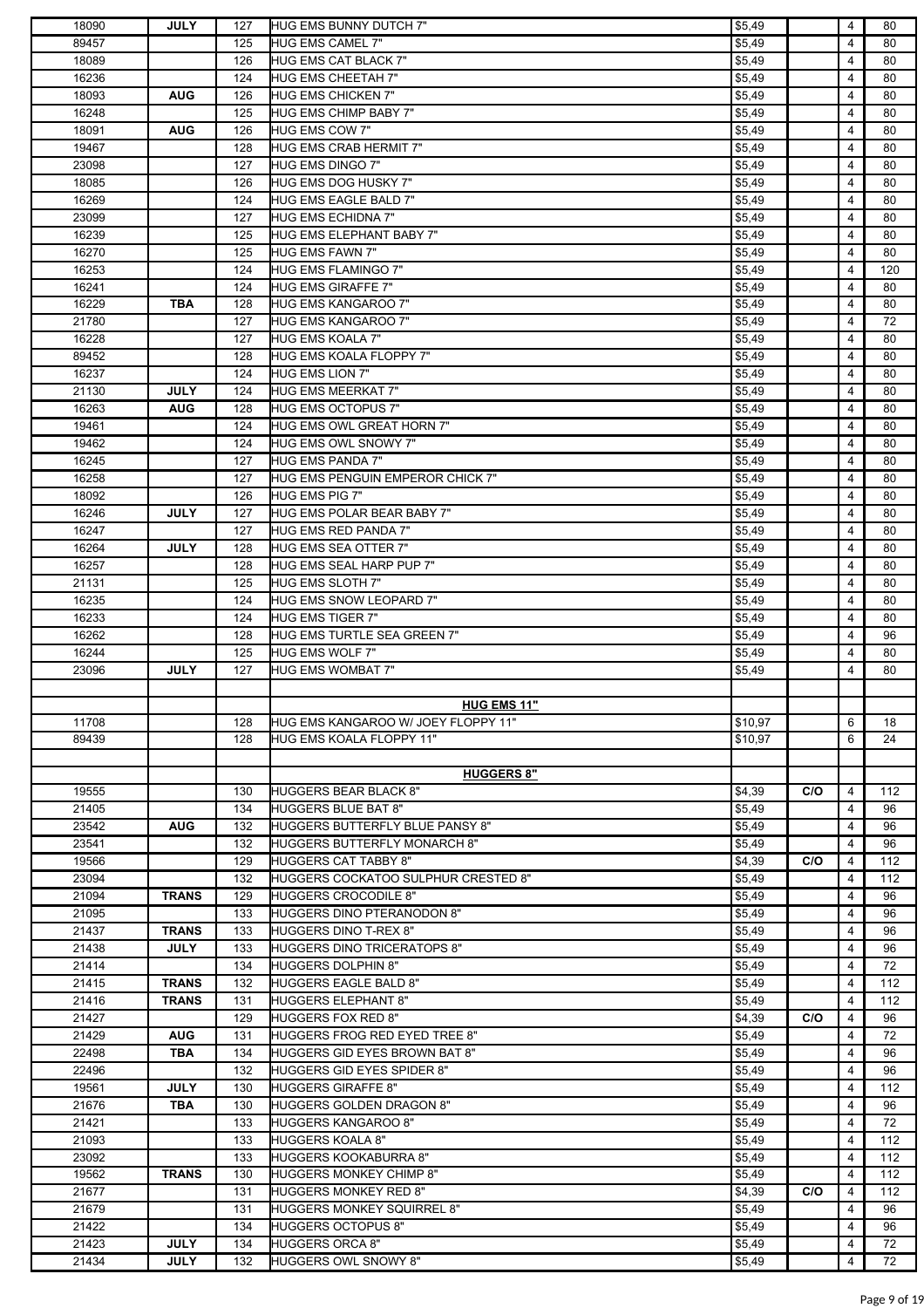| | | | | | | | |
|---|---|---|---|---|---|---|---|
| 18090 | **JULY** | 127 | HUG EMS BUNNY DUTCH 7" | $5,49 | | 4 | 80 |
| 89457 | | 125 | HUG EMS CAMEL 7" | $5,49 | | 4 | 80 |
| 18089 | | 126 | HUG EMS CAT BLACK 7" | $5,49 | | 4 | 80 |
| 16236 | | 124 | HUG EMS CHEETAH 7" | $5,49 | | 4 | 80 |
| 18093 | **AUG** | 126 | HUG EMS CHICKEN 7" | $5,49 | | 4 | 80 |
| 16248 | | 125 | HUG EMS CHIMP BABY 7" | $5,49 | | 4 | 80 |
| 18091 | **AUG** | 126 | HUG EMS COW 7" | $5,49 | | 4 | 80 |
| 19467 | | 128 | HUG EMS CRAB HERMIT 7" | $5,49 | | 4 | 80 |
| 23098 | | 127 | HUG EMS DINGO 7" | $5,49 | | 4 | 80 |
| 18085 | | 126 | HUG EMS DOG HUSKY 7" | $5,49 | | 4 | 80 |
| 16269 | | 124 | HUG EMS EAGLE BALD 7" | $5,49 | | 4 | 80 |
| 23099 | | 127 | HUG EMS ECHIDNA 7" | $5,49 | | 4 | 80 |
| 16239 | | 125 | HUG EMS ELEPHANT BABY 7" | $5,49 | | 4 | 80 |
| 16270 | | 125 | HUG EMS FAWN 7" | $5,49 | | 4 | 80 |
| 16253 | | 124 | HUG EMS FLAMINGO 7" | $5,49 | | 4 | 120 |
| 16241 | | 124 | HUG EMS GIRAFFE 7" | $5,49 | | 4 | 80 |
| 16229 | **TBA** | 128 | HUG EMS KANGAROO 7" | $5,49 | | 4 | 80 |
| 21780 | | 127 | HUG EMS KANGAROO 7" | $5,49 | | 4 | 72 |
| 16228 | | 127 | HUG EMS KOALA 7" | $5,49 | | 4 | 80 |
| 89452 | | 128 | HUG EMS KOALA FLOPPY 7" | $5,49 | | 4 | 80 |
| 16237 | | 124 | HUG EMS LION 7" | $5,49 | | 4 | 80 |
| 21130 | **JULY** | 124 | HUG EMS MEERKAT 7" | $5,49 | | 4 | 80 |
| 16263 | **AUG** | 128 | HUG EMS OCTOPUS 7" | $5,49 | | 4 | 80 |
| 19461 | | 124 | HUG EMS OWL GREAT HORN 7" | $5,49 | | 4 | 80 |
| 19462 | | 124 | HUG EMS OWL SNOWY 7" | $5,49 | | 4 | 80 |
| 16245 | | 127 | HUG EMS PANDA 7" | $5,49 | | 4 | 80 |
| 16258 | | 127 | HUG EMS PENGUIN EMPEROR CHICK 7" | $5,49 | | 4 | 80 |
| 18092 | | 126 | HUG EMS PIG 7" | $5,49 | | 4 | 80 |
| 16246 | **JULY** | 127 | HUG EMS POLAR BEAR BABY 7" | $5,49 | | 4 | 80 |
| 16247 | | 127 | HUG EMS RED PANDA 7" | $5,49 | | 4 | 80 |
| 16264 | **JULY** | 128 | HUG EMS SEA OTTER 7" | $5,49 | | 4 | 80 |
| 16257 | | 128 | HUG EMS SEAL HARP PUP 7" | $5,49 | | 4 | 80 |
| 21131 | | 125 | HUG EMS SLOTH 7" | $5,49 | | 4 | 80 |
| 16235 | | 124 | HUG EMS SNOW LEOPARD 7" | $5,49 | | 4 | 80 |
| 16233 | | 124 | HUG EMS TIGER 7" | $5,49 | | 4 | 80 |
| 16262 | | 128 | HUG EMS TURTLE SEA GREEN 7" | $5,49 | | 4 | 96 |
| 16244 | | 125 | HUG EMS WOLF 7" | $5,49 | | 4 | 80 |
| 23096 | **JULY** | 127 | HUG EMS WOMBAT 7" | $5,49 | | 4 | 80 |
| | | | | | | | |
| | | | **HUG EMS 11"** | | | | |
| 11708 | | 128 | HUG EMS KANGAROO W/ JOEY FLOPPY 11" | $10,97 | | 6 | 18 |
| 89439 | | 128 | HUG EMS KOALA FLOPPY 11" | $10,97 | | 6 | 24 |
| | | | | | | | |
| | | | **HUGGERS 8"** | | | | |
| 19555 | | 130 | HUGGERS BEAR BLACK 8" | $4,39 | **C/O** | 4 | 112 |
| 21405 | | 134 | HUGGERS BLUE BAT 8" | $5,49 | | 4 | 96 |
| 23542 | **AUG** | 132 | HUGGERS BUTTERFLY BLUE PANSY 8" | $5,49 | | 4 | 96 |
| 23541 | | 132 | HUGGERS BUTTERFLY MONARCH 8" | $5,49 | | 4 | 96 |
| 19566 | | 129 | HUGGERS CAT TABBY 8" | $4,39 | **C/O** | 4 | 112 |
| 23094 | | 132 | HUGGERS COCKATOO SULPHUR CRESTED 8" | $5,49 | | 4 | 112 |
| 21094 | **TRANS** | 129 | HUGGERS CROCODILE 8" | $5,49 | | 4 | 96 |
| 21095 | | 133 | HUGGERS DINO PTERANODON 8" | $5,49 | | 4 | 96 |
| 21437 | **TRANS** | 133 | HUGGERS DINO T-REX 8" | $5,49 | | 4 | 96 |
| 21438 | **JULY** | 133 | HUGGERS DINO TRICERATOPS 8" | $5,49 | | 4 | 96 |
| 21414 | | 134 | HUGGERS DOLPHIN 8" | $5,49 | | 4 | 72 |
| 21415 | **TRANS** | 132 | HUGGERS EAGLE BALD 8" | $5,49 | | 4 | 112 |
| 21416 | **TRANS** | 131 | HUGGERS ELEPHANT 8" | $5,49 | | 4 | 112 |
| 21427 | | 129 | HUGGERS FOX RED 8" | $4,39 | **C/O** | 4 | 96 |
| 21429 | **AUG** | 131 | HUGGERS FROG RED EYED TREE 8" | $5,49 | | 4 | 72 |
| 22498 | **TBA** | 134 | HUGGERS GID EYES BROWN BAT 8" | $5,49 | | 4 | 96 |
| 22496 | | 132 | HUGGERS GID EYES SPIDER 8" | $5,49 | | 4 | 96 |
| 19561 | **JULY** | 130 | HUGGERS GIRAFFE 8" | $5,49 | | 4 | 112 |
| 21676 | **TBA** | 130 | HUGGERS GOLDEN DRAGON 8" | $5,49 | | 4 | 96 |
| 21421 | | 133 | HUGGERS KANGAROO 8" | $5,49 | | 4 | 72 |
| 21093 | | 133 | HUGGERS KOALA 8" | $5,49 | | 4 | 112 |
| 23092 | | 133 | HUGGERS KOOKABURRA 8" | $5,49 | | 4 | 112 |
| 19562 | **TRANS** | 130 | HUGGERS MONKEY CHIMP 8" | $5,49 | | 4 | 112 |
| 21677 | | 131 | HUGGERS MONKEY RED 8" | $4,39 | **C/O** | 4 | 112 |
| 21679 | | 131 | HUGGERS MONKEY SQUIRREL 8" | $5,49 | | 4 | 96 |
| 21422 | | 134 | HUGGERS OCTOPUS 8" | $5,49 | | 4 | 96 |
| 21423 | **JULY** | 134 | HUGGERS ORCA 8" | $5,49 | | 4 | 72 |
| 21434 | **JULY** | 132 | HUGGERS OWL SNOWY 8" | $5,49 | | 4 | 72 |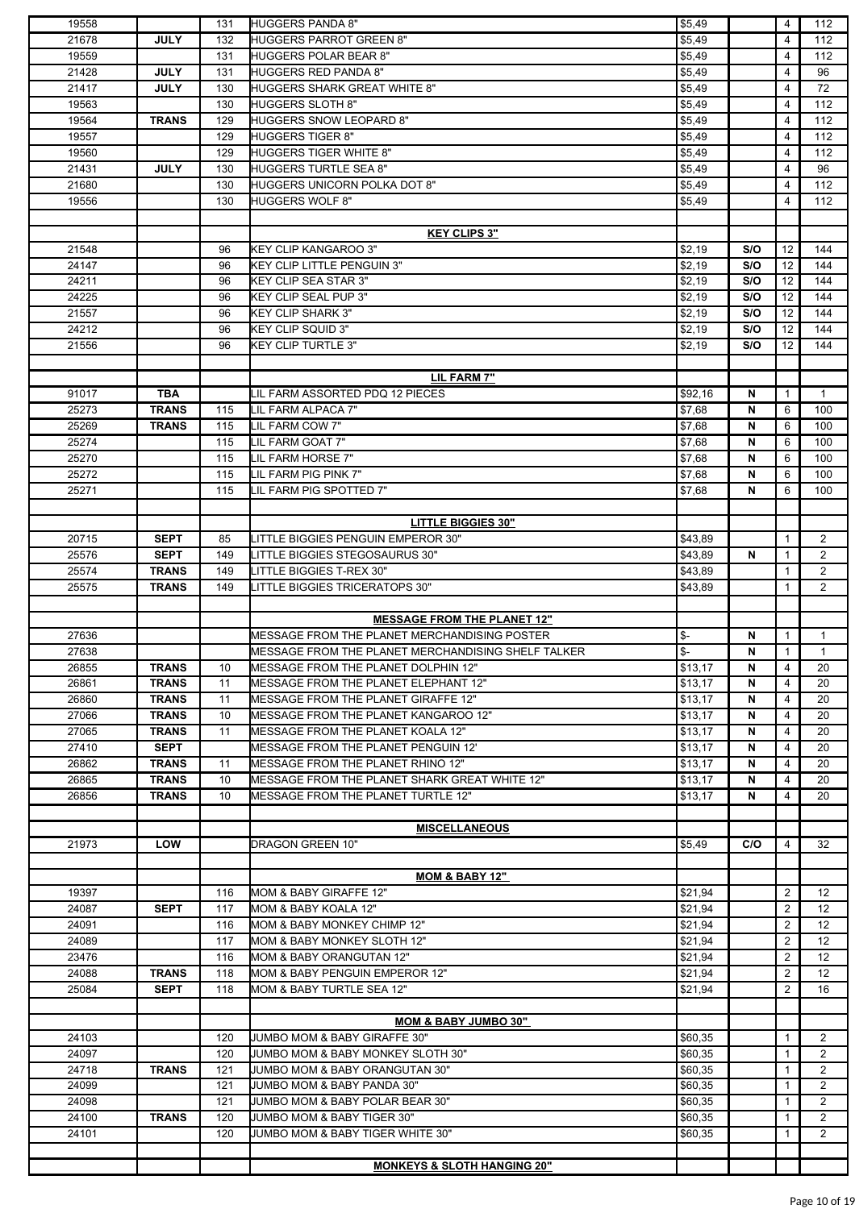| | | | | | | | |
|---|---|---|---|---|---|---|---|
| 19558 | | 131 | HUGGERS PANDA 8" | $5,49 | | 4 | 112 |
| 21678 | **JULY** | 132 | HUGGERS PARROT GREEN 8" | $5,49 | | 4 | 112 |
| 19559 | | 131 | HUGGERS POLAR BEAR 8" | $5,49 | | 4 | 112 |
| 21428 | **JULY** | 131 | HUGGERS RED PANDA 8" | $5,49 | | 4 | 96 |
| 21417 | **JULY** | 130 | HUGGERS SHARK GREAT WHITE 8" | $5,49 | | 4 | 72 |
| 19563 | | 130 | HUGGERS SLOTH 8" | $5,49 | | 4 | 112 |
| 19564 | **TRANS** | 129 | HUGGERS SNOW LEOPARD 8" | $5,49 | | 4 | 112 |
| 19557 | | 129 | HUGGERS TIGER 8" | $5,49 | | 4 | 112 |
| 19560 | | 129 | HUGGERS TIGER WHITE 8" | $5,49 | | 4 | 112 |
| 21431 | **JULY** | 130 | HUGGERS TURTLE SEA 8" | $5,49 | | 4 | 96 |
| 21680 | | 130 | HUGGERS UNICORN POLKA DOT 8" | $5,49 | | 4 | 112 |
| 19556 | | 130 | HUGGERS WOLF 8" | $5,49 | | 4 | 112 |
| | | | | | | | |
| | | | **KEY CLIPS 3"** | | | | |
| 21548 | | 96 | KEY CLIP KANGAROO 3" | $2,19 | **S/O** | 12 | 144 |
| 24147 | | 96 | KEY CLIP LITTLE PENGUIN 3" | $2,19 | **S/O** | 12 | 144 |
| 24211 | | 96 | KEY CLIP SEA STAR 3" | $2,19 | **S/O** | 12 | 144 |
| 24225 | | 96 | KEY CLIP SEAL PUP 3" | $2,19 | **S/O** | 12 | 144 |
| 21557 | | 96 | KEY CLIP SHARK 3" | $2,19 | **S/O** | 12 | 144 |
| 24212 | | 96 | KEY CLIP SQUID 3" | $2,19 | **S/O** | 12 | 144 |
| 21556 | | 96 | KEY CLIP TURTLE 3" | $2,19 | **S/O** | 12 | 144 |
| | | | | | | | |
| | | | **LIL FARM 7"** | | | | |
| 91017 | **TBA** | | LIL FARM ASSORTED PDQ 12 PIECES | $92,16 | **N** | 1 | 1 |
| 25273 | **TRANS** | 115 | LIL FARM ALPACA 7" | $7,68 | **N** | 6 | 100 |
| 25269 | **TRANS** | 115 | LIL FARM COW 7" | $7,68 | **N** | 6 | 100 |
| 25274 | | 115 | LIL FARM GOAT 7" | $7,68 | **N** | 6 | 100 |
| 25270 | | 115 | LIL FARM HORSE 7" | $7,68 | **N** | 6 | 100 |
| 25272 | | 115 | LIL FARM PIG PINK 7" | $7,68 | **N** | 6 | 100 |
| 25271 | | 115 | LIL FARM PIG SPOTTED 7" | $7,68 | **N** | 6 | 100 |
| | | | | | | | |
| | | | **LITTLE BIGGIES 30"** | | | | |
| 20715 | **SEPT** | 85 | LITTLE BIGGIES PENGUIN EMPEROR 30" | $43,89 | | 1 | 2 |
| 25576 | **SEPT** | 149 | LITTLE BIGGIES STEGOSAURUS 30" | $43,89 | **N** | 1 | 2 |
| 25574 | **TRANS** | 149 | LITTLE BIGGIES T-REX 30" | $43,89 | | 1 | 2 |
| 25575 | **TRANS** | 149 | LITTLE BIGGIES TRICERATOPS 30" | $43,89 | | 1 | 2 |
| | | | | | | | |
| | | | **MESSAGE FROM THE PLANET 12"** | | | | |
| 27636 | | | MESSAGE FROM THE PLANET MERCHANDISING POSTER | $- | **N** | 1 | 1 |
| 27638 | | | MESSAGE FROM THE PLANET MERCHANDISING SHELF TALKER | $- | **N** | 1 | 1 |
| 26855 | **TRANS** | 10 | MESSAGE FROM THE PLANET DOLPHIN 12" | $13,17 | **N** | 4 | 20 |
| 26861 | **TRANS** | 11 | MESSAGE FROM THE PLANET ELEPHANT 12" | $13,17 | **N** | 4 | 20 |
| 26860 | **TRANS** | 11 | MESSAGE FROM THE PLANET GIRAFFE 12" | $13,17 | **N** | 4 | 20 |
| 27066 | **TRANS** | 10 | MESSAGE FROM THE PLANET KANGAROO 12" | $13,17 | **N** | 4 | 20 |
| 27065 | **TRANS** | 11 | MESSAGE FROM THE PLANET KOALA 12" | $13,17 | **N** | 4 | 20 |
| 27410 | **SEPT** | | MESSAGE FROM THE PLANET PENGUIN 12' | $13,17 | **N** | 4 | 20 |
| 26862 | **TRANS** | 11 | MESSAGE FROM THE PLANET RHINO 12" | $13,17 | **N** | 4 | 20 |
| 26865 | **TRANS** | 10 | MESSAGE FROM THE PLANET SHARK GREAT WHITE 12" | $13,17 | **N** | 4 | 20 |
| 26856 | **TRANS** | 10 | MESSAGE FROM THE PLANET TURTLE 12" | $13,17 | **N** | 4 | 20 |
| | | | | | | | |
| | | | **MISCELLANEOUS** | | | | |
| 21973 | **LOW** | | DRAGON GREEN 10" | $5,49 | **C/O** | 4 | 32 |
| | | | | | | | |
| | | | **MOM & BABY 12"** | | | | |
| 19397 | | 116 | MOM & BABY GIRAFFE 12" | $21,94 | | 2 | 12 |
| 24087 | **SEPT** | 117 | MOM & BABY KOALA 12" | $21,94 | | 2 | 12 |
| 24091 | | 116 | MOM & BABY MONKEY CHIMP 12" | $21,94 | | 2 | 12 |
| 24089 | | 117 | MOM & BABY MONKEY SLOTH 12" | $21,94 | | 2 | 12 |
| 23476 | | 116 | MOM & BABY ORANGUTAN 12" | $21,94 | | 2 | 12 |
| 24088 | **TRANS** | 118 | MOM & BABY PENGUIN EMPEROR 12" | $21,94 | | 2 | 12 |
| 25084 | **SEPT** | 118 | MOM & BABY TURTLE SEA 12" | $21,94 | | 2 | 16 |
| | | | | | | | |
| | | | **MOM & BABY JUMBO 30"** | | | | |
| 24103 | | 120 | JUMBO MOM & BABY GIRAFFE 30" | $60,35 | | 1 | 2 |
| 24097 | | 120 | JUMBO MOM & BABY MONKEY SLOTH 30" | $60,35 | | 1 | 2 |
| 24718 | **TRANS** | 121 | JUMBO MOM & BABY ORANGUTAN 30" | $60,35 | | 1 | 2 |
| 24099 | | 121 | JUMBO MOM & BABY PANDA 30" | $60,35 | | 1 | 2 |
| 24098 | | 121 | JUMBO MOM & BABY POLAR BEAR 30" | $60,35 | | 1 | 2 |
| 24100 | **TRANS** | 120 | JUMBO MOM & BABY TIGER 30" | $60,35 | | 1 | 2 |
| 24101 | | 120 | JUMBO MOM & BABY TIGER WHITE 30" | $60,35 | | 1 | 2 |
| | | | | | | | |
| | | | **MONKEYS & SLOTH HANGING 20"** | | | | |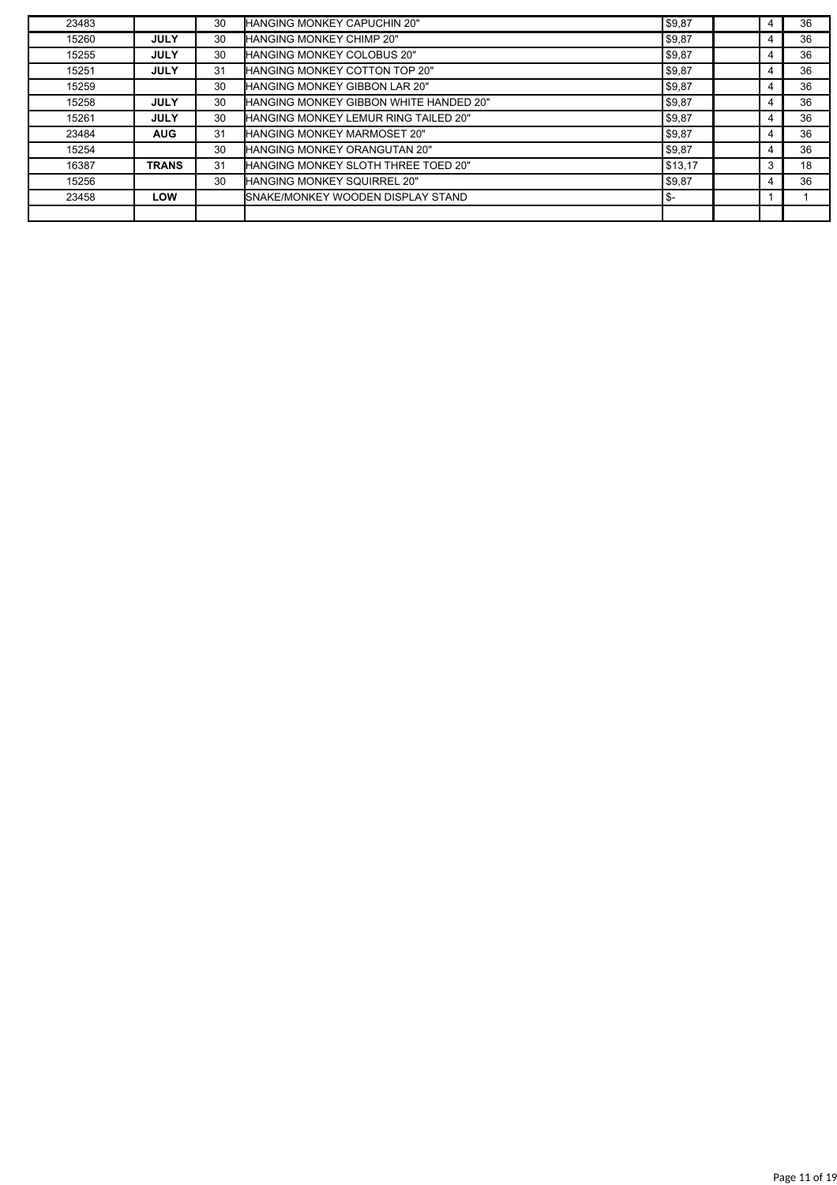| | | | | | | | |
|---|---|---|---|---|---|---|---|
| 23483 | | 30 | HANGING MONKEY CAPUCHIN 20" | $9,87 | | 4 | 36 |
| 15260 | **JULY** | 30 | HANGING MONKEY CHIMP 20" | $9,87 | | 4 | 36 |
| 15255 | **JULY** | 30 | HANGING MONKEY COLOBUS 20" | $9,87 | | 4 | 36 |
| 15251 | **JULY** | 31 | HANGING MONKEY COTTON TOP 20" | $9,87 | | 4 | 36 |
| 15259 | | 30 | HANGING MONKEY GIBBON LAR 20" | $9,87 | | 4 | 36 |
| 15258 | **JULY** | 30 | HANGING MONKEY GIBBON WHITE HANDED 20" | $9,87 | | 4 | 36 |
| 15261 | **JULY** | 30 | HANGING MONKEY LEMUR RING TAILED 20" | $9,87 | | 4 | 36 |
| 23484 | **AUG** | 31 | HANGING MONKEY MARMOSET 20" | $9,87 | | 4 | 36 |
| 15254 | | 30 | HANGING MONKEY ORANGUTAN 20" | $9,87 | | 4 | 36 |
| 16387 | **TRANS** | 31 | HANGING MONKEY SLOTH THREE TOED 20" | $13,17 | | 3 | 18 |
| 15256 | | 30 | HANGING MONKEY SQUIRREL 20" | $9,87 | | 4 | 36 |
| 23458 | **LOW** | | SNAKE/MONKEY WOODEN DISPLAY STAND | $- | | 1 | 1 |
| | | | | | | | |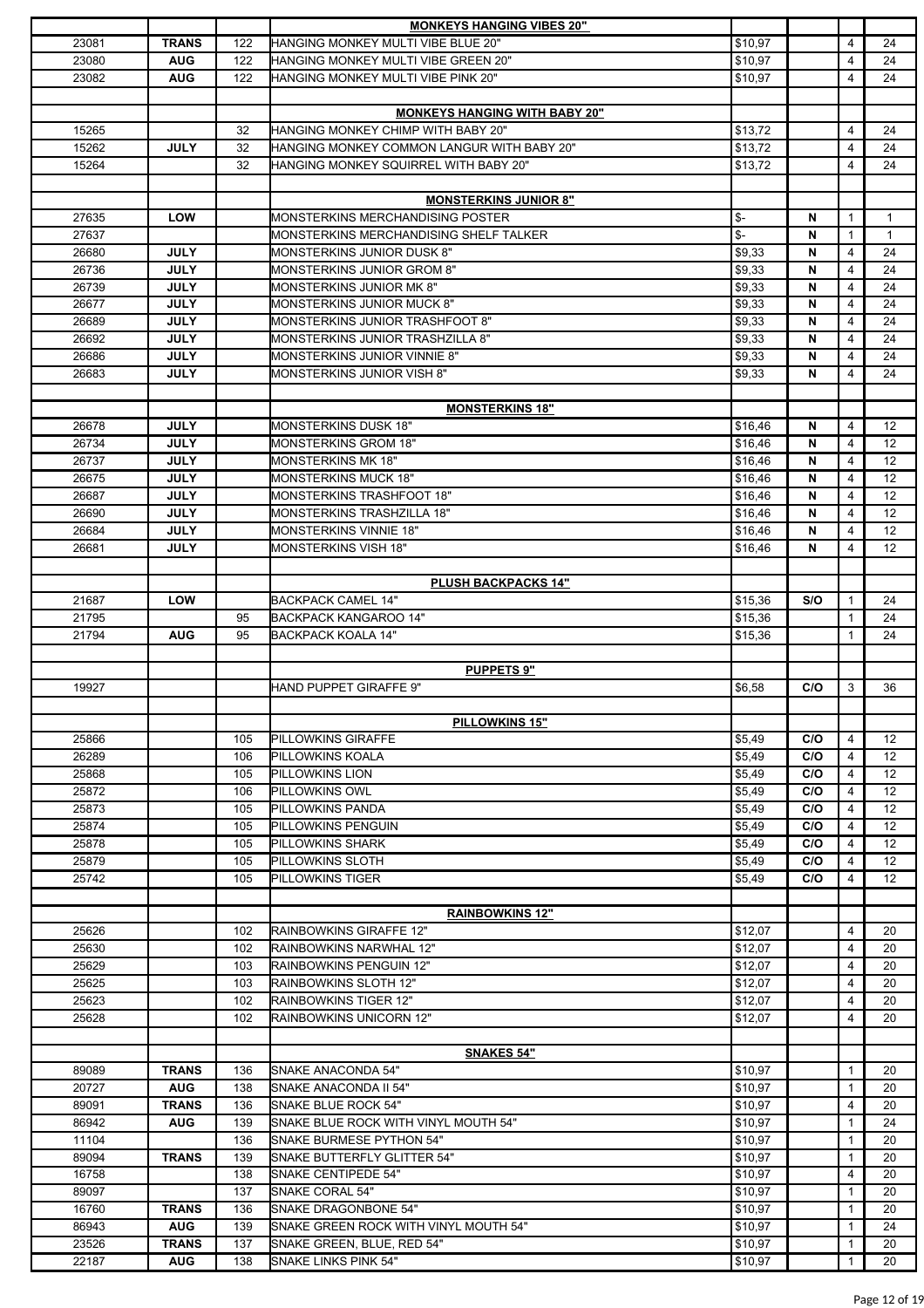| | | | | | | | |
|---|---|---|---|---|---|---|---|
| | | | **MONKEYS HANGING VIBES 20"** | | | | |
| 23081 | **TRANS** | 122 | HANGING MONKEY MULTI VIBE BLUE 20" | $10,97 | | 4 | 24 |
| 23080 | **AUG** | 122 | HANGING MONKEY MULTI VIBE GREEN 20" | $10,97 | | 4 | 24 |
| 23082 | **AUG** | 122 | HANGING MONKEY MULTI VIBE PINK 20" | $10,97 | | 4 | 24 |
| | | | | | | | |
| | | | **MONKEYS HANGING WITH BABY 20"** | | | | |
| 15265 | | 32 | HANGING MONKEY CHIMP WITH BABY 20" | $13,72 | | 4 | 24 |
| 15262 | **JULY** | 32 | HANGING MONKEY COMMON LANGUR WITH BABY 20" | $13,72 | | 4 | 24 |
| 15264 | | 32 | HANGING MONKEY SQUIRREL WITH BABY 20" | $13,72 | | 4 | 24 |
| | | | | | | | |
| | | | **MONSTERKINS JUNIOR 8"** | | | | |
| 27635 | **LOW** | | MONSTERKINS MERCHANDISING POSTER | $- | **N** | 1 | 1 |
| 27637 | | | MONSTERKINS MERCHANDISING SHELF TALKER | $- | **N** | 1 | 1 |
| 26680 | **JULY** | | MONSTERKINS JUNIOR DUSK 8" | $9,33 | **N** | 4 | 24 |
| 26736 | **JULY** | | MONSTERKINS JUNIOR GROM 8" | $9,33 | **N** | 4 | 24 |
| 26739 | **JULY** | | MONSTERKINS JUNIOR MK 8" | $9,33 | **N** | 4 | 24 |
| 26677 | **JULY** | | MONSTERKINS JUNIOR MUCK 8" | $9,33 | **N** | 4 | 24 |
| 26689 | **JULY** | | MONSTERKINS JUNIOR TRASHFOOT 8" | $9,33 | **N** | 4 | 24 |
| 26692 | **JULY** | | MONSTERKINS JUNIOR TRASHZILLA 8" | $9,33 | **N** | 4 | 24 |
| 26686 | **JULY** | | MONSTERKINS JUNIOR VINNIE 8" | $9,33 | **N** | 4 | 24 |
| 26683 | **JULY** | | MONSTERKINS JUNIOR VISH 8" | $9,33 | **N** | 4 | 24 |
| | | | | | | | |
| | | | **MONSTERKINS 18"** | | | | |
| 26678 | **JULY** | | MONSTERKINS DUSK 18" | $16,46 | **N** | 4 | 12 |
| 26734 | **JULY** | | MONSTERKINS GROM 18" | $16,46 | **N** | 4 | 12 |
| 26737 | **JULY** | | MONSTERKINS MK 18" | $16,46 | **N** | 4 | 12 |
| 26675 | **JULY** | | MONSTERKINS MUCK 18" | $16,46 | **N** | 4 | 12 |
| 26687 | **JULY** | | MONSTERKINS TRASHFOOT 18" | $16,46 | **N** | 4 | 12 |
| 26690 | **JULY** | | MONSTERKINS TRASHZILLA 18" | $16,46 | **N** | 4 | 12 |
| 26684 | **JULY** | | MONSTERKINS VINNIE 18" | $16,46 | **N** | 4 | 12 |
| 26681 | **JULY** | | MONSTERKINS VISH 18" | $16,46 | **N** | 4 | 12 |
| | | | | | | | |
| | | | **PLUSH BACKPACKS 14"** | | | | |
| 21687 | **LOW** | | BACKPACK CAMEL 14" | $15,36 | **S/O** | 1 | 24 |
| 21795 | | 95 | BACKPACK KANGAROO 14" | $15,36 | | 1 | 24 |
| 21794 | **AUG** | 95 | BACKPACK KOALA 14" | $15,36 | | 1 | 24 |
| | | | | | | | |
| | | | **PUPPETS 9"** | | | | |
| 19927 | | | HAND PUPPET GIRAFFE 9" | $6,58 | **C/O** | 3 | 36 |
| | | | | | | | |
| | | | **PILLOWKINS 15"** | | | | |
| 25866 | | 105 | PILLOWKINS GIRAFFE | $5,49 | **C/O** | 4 | 12 |
| 26289 | | 106 | PILLOWKINS KOALA | $5,49 | **C/O** | 4 | 12 |
| 25868 | | 105 | PILLOWKINS LION | $5,49 | **C/O** | 4 | 12 |
| 25872 | | 106 | PILLOWKINS OWL | $5,49 | **C/O** | 4 | 12 |
| 25873 | | 105 | PILLOWKINS PANDA | $5,49 | **C/O** | 4 | 12 |
| 25874 | | 105 | PILLOWKINS PENGUIN | $5,49 | **C/O** | 4 | 12 |
| 25878 | | 105 | PILLOWKINS SHARK | $5,49 | **C/O** | 4 | 12 |
| 25879 | | 105 | PILLOWKINS SLOTH | $5,49 | **C/O** | 4 | 12 |
| 25742 | | 105 | PILLOWKINS TIGER | $5,49 | **C/O** | 4 | 12 |
| | | | | | | | |
| | | | **RAINBOWKINS 12"** | | | | |
| 25626 | | 102 | RAINBOWKINS GIRAFFE 12" | $12,07 | | 4 | 20 |
| 25630 | | 102 | RAINBOWKINS NARWHAL 12" | $12,07 | | 4 | 20 |
| 25629 | | 103 | RAINBOWKINS PENGUIN 12" | $12,07 | | 4 | 20 |
| 25625 | | 103 | RAINBOWKINS SLOTH 12" | $12,07 | | 4 | 20 |
| 25623 | | 102 | RAINBOWKINS TIGER 12" | $12,07 | | 4 | 20 |
| 25628 | | 102 | RAINBOWKINS UNICORN 12" | $12,07 | | 4 | 20 |
| | | | | | | | |
| | | | **SNAKES 54"** | | | | |
| 89089 | **TRANS** | 136 | SNAKE ANACONDA 54" | $10,97 | | 1 | 20 |
| 20727 | **AUG** | 138 | SNAKE ANACONDA II 54" | $10,97 | | 1 | 20 |
| 89091 | **TRANS** | 136 | SNAKE BLUE ROCK 54" | $10,97 | | 4 | 20 |
| 86942 | **AUG** | 139 | SNAKE BLUE ROCK WITH VINYL MOUTH 54" | $10,97 | | 1 | 24 |
| 11104 | | 136 | SNAKE BURMESE PYTHON 54" | $10,97 | | 1 | 20 |
| 89094 | **TRANS** | 139 | SNAKE BUTTERFLY GLITTER 54" | $10,97 | | 1 | 20 |
| 16758 | | 138 | SNAKE CENTIPEDE 54" | $10,97 | | 4 | 20 |
| 89097 | | 137 | SNAKE CORAL 54" | $10,97 | | 1 | 20 |
| 16760 | **TRANS** | 136 | SNAKE DRAGONBONE 54" | $10,97 | | 1 | 20 |
| 86943 | **AUG** | 139 | SNAKE GREEN ROCK WITH VINYL MOUTH 54" | $10,97 | | 1 | 24 |
| 23526 | **TRANS** | 137 | SNAKE GREEN, BLUE, RED 54" | $10,97 | | 1 | 20 |
| 22187 | **AUG** | 138 | SNAKE LINKS PINK 54" | $10,97 | | 1 | 20 |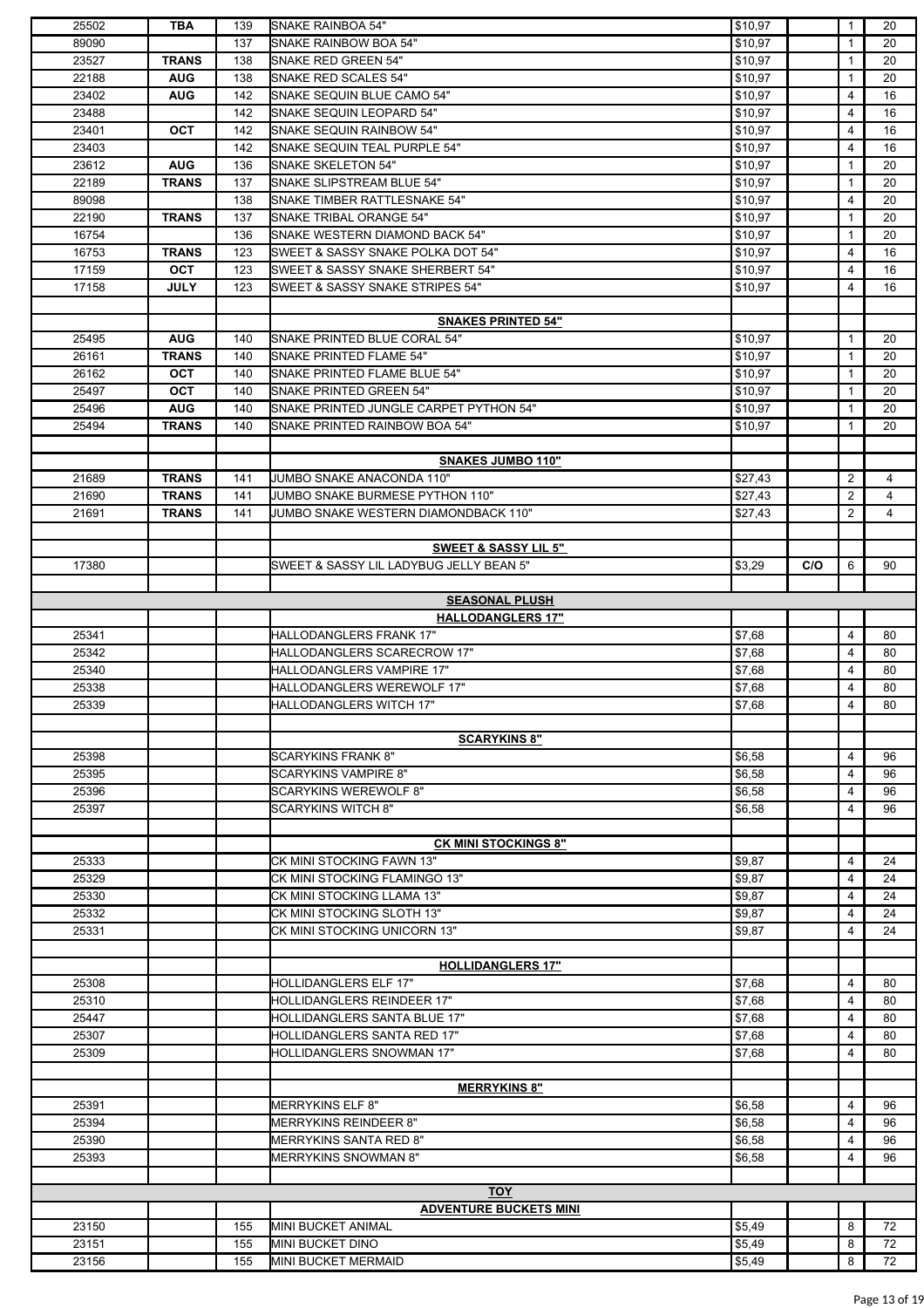| | | | | | | | |
|---|---|---|---|---|---|---|---|
| 25502 | TBA | 139 | SNAKE RAINBOA 54" | $10,97 | | 1 | 20 |
| 89090 | | 137 | SNAKE RAINBOW BOA 54" | $10,97 | | 1 | 20 |
| 23527 | TRANS | 138 | SNAKE RED GREEN 54" | $10,97 | | 1 | 20 |
| 22188 | AUG | 138 | SNAKE RED SCALES 54" | $10,97 | | 1 | 20 |
| 23402 | AUG | 142 | SNAKE SEQUIN BLUE CAMO 54" | $10,97 | | 4 | 16 |
| 23488 | | 142 | SNAKE SEQUIN LEOPARD 54" | $10,97 | | 4 | 16 |
| 23401 | OCT | 142 | SNAKE SEQUIN RAINBOW 54" | $10,97 | | 4 | 16 |
| 23403 | | 142 | SNAKE SEQUIN TEAL PURPLE 54" | $10,97 | | 4 | 16 |
| 23612 | AUG | 136 | SNAKE SKELETON 54" | $10,97 | | 1 | 20 |
| 22189 | TRANS | 137 | SNAKE SLIPSTREAM BLUE 54" | $10,97 | | 1 | 20 |
| 89098 | | 138 | SNAKE TIMBER RATTLESNAKE 54" | $10,97 | | 4 | 20 |
| 22190 | TRANS | 137 | SNAKE TRIBAL ORANGE 54" | $10,97 | | 1 | 20 |
| 16754 | | 136 | SNAKE WESTERN DIAMOND BACK 54" | $10,97 | | 1 | 20 |
| 16753 | TRANS | 123 | SWEET & SASSY SNAKE POLKA DOT 54" | $10,97 | | 4 | 16 |
| 17159 | OCT | 123 | SWEET & SASSY SNAKE SHERBERT 54" | $10,97 | | 4 | 16 |
| 17158 | JULY | 123 | SWEET & SASSY SNAKE STRIPES 54" | $10,97 | | 4 | 16 |
| | | | | | | | |
| | | | **SNAKES PRINTED 54"** | | | | |
| 25495 | AUG | 140 | SNAKE PRINTED BLUE CORAL 54" | $10,97 | | 1 | 20 |
| 26161 | TRANS | 140 | SNAKE PRINTED FLAME 54" | $10,97 | | 1 | 20 |
| 26162 | OCT | 140 | SNAKE PRINTED FLAME BLUE 54" | $10,97 | | 1 | 20 |
| 25497 | OCT | 140 | SNAKE PRINTED GREEN 54" | $10,97 | | 1 | 20 |
| 25496 | AUG | 140 | SNAKE PRINTED JUNGLE CARPET PYTHON 54" | $10,97 | | 1 | 20 |
| 25494 | TRANS | 140 | SNAKE PRINTED RAINBOW BOA 54" | $10,97 | | 1 | 20 |
| | | | | | | | |
| | | | **SNAKES JUMBO 110"** | | | | |
| 21689 | TRANS | 141 | JUMBO SNAKE ANACONDA 110" | $27,43 | | 2 | 4 |
| 21690 | TRANS | 141 | JUMBO SNAKE BURMESE PYTHON 110" | $27,43 | | 2 | 4 |
| 21691 | TRANS | 141 | JUMBO SNAKE WESTERN DIAMONDBACK 110" | $27,43 | | 2 | 4 |
| | | | | | | | |
| | | | **SWEET & SASSY LIL 5"** | | | | |
| 17380 | | | SWEET & SASSY LIL LADYBUG JELLY BEAN 5" | $3,29 | C/O | 6 | 90 |
| | | | | | | | |
| | | | **SEASONAL PLUSH** | | | | |
| | | | **HALLODANGLERS 17"** | | | | |
| 25341 | | | HALLODANGLERS FRANK 17" | $7,68 | | 4 | 80 |
| 25342 | | | HALLODANGLERS SCARECROW 17" | $7,68 | | 4 | 80 |
| 25340 | | | HALLODANGLERS VAMPIRE 17" | $7,68 | | 4 | 80 |
| 25338 | | | HALLODANGLERS WEREWOLF 17" | $7,68 | | 4 | 80 |
| 25339 | | | HALLODANGLERS WITCH 17" | $7,68 | | 4 | 80 |
| | | | | | | | |
| | | | **SCARYKINS 8"** | | | | |
| 25398 | | | SCARYKINS FRANK 8" | $6,58 | | 4 | 96 |
| 25395 | | | SCARYKINS VAMPIRE 8" | $6,58 | | 4 | 96 |
| 25396 | | | SCARYKINS WEREWOLF 8" | $6,58 | | 4 | 96 |
| 25397 | | | SCARYKINS WITCH 8" | $6,58 | | 4 | 96 |
| | | | | | | | |
| | | | **CK MINI STOCKINGS 8"** | | | | |
| 25333 | | | CK MINI STOCKING FAWN 13" | $9,87 | | 4 | 24 |
| 25329 | | | CK MINI STOCKING FLAMINGO 13" | $9,87 | | 4 | 24 |
| 25330 | | | CK MINI STOCKING LLAMA 13" | $9,87 | | 4 | 24 |
| 25332 | | | CK MINI STOCKING SLOTH 13" | $9,87 | | 4 | 24 |
| 25331 | | | CK MINI STOCKING UNICORN 13" | $9,87 | | 4 | 24 |
| | | | | | | | |
| | | | **HOLLIDANGLERS 17"** | | | | |
| 25308 | | | HOLLIDANGLERS ELF 17" | $7,68 | | 4 | 80 |
| 25310 | | | HOLLIDANGLERS REINDEER 17" | $7,68 | | 4 | 80 |
| 25447 | | | HOLLIDANGLERS SANTA BLUE 17" | $7,68 | | 4 | 80 |
| 25307 | | | HOLLIDANGLERS SANTA RED 17" | $7,68 | | 4 | 80 |
| 25309 | | | HOLLIDANGLERS SNOWMAN 17" | $7,68 | | 4 | 80 |
| | | | | | | | |
| | | | **MERRYKINS 8"** | | | | |
| 25391 | | | MERRYKINS ELF 8" | $6,58 | | 4 | 96 |
| 25394 | | | MERRYKINS REINDEER 8" | $6,58 | | 4 | 96 |
| 25390 | | | MERRYKINS SANTA RED 8" | $6,58 | | 4 | 96 |
| 25393 | | | MERRYKINS SNOWMAN 8" | $6,58 | | 4 | 96 |
| | | | | | | | |
| | | | **TOY** | | | | |
| | | | **ADVENTURE BUCKETS MINI** | | | | |
| 23150 | | 155 | MINI BUCKET ANIMAL | $5,49 | | 8 | 72 |
| 23151 | | 155 | MINI BUCKET DINO | $5,49 | | 8 | 72 |
| 23156 | | 155 | MINI BUCKET MERMAID | $5,49 | | 8 | 72 |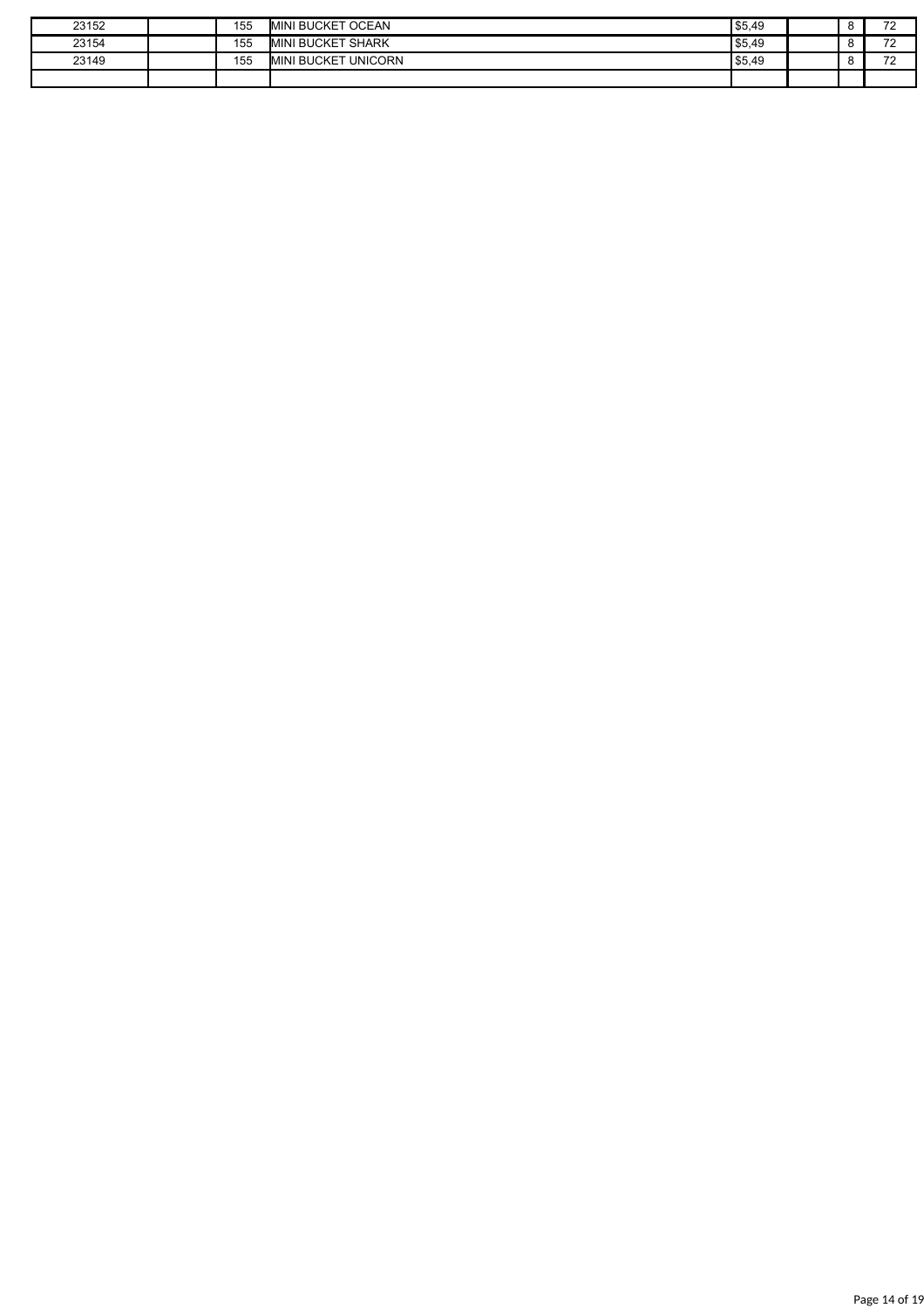| | | | | | | | |
|---|---|---|---|---|---|---|---|
| 23152 | | 155 | MINI BUCKET OCEAN | $5,49 | | 8 | 72 |
| 23154 | | 155 | MINI BUCKET SHARK | $5,49 | | 8 | 72 |
| 23149 | | 155 | MINI BUCKET UNICORN | $5,49 | | 8 | 72 |
| | | | | | | | |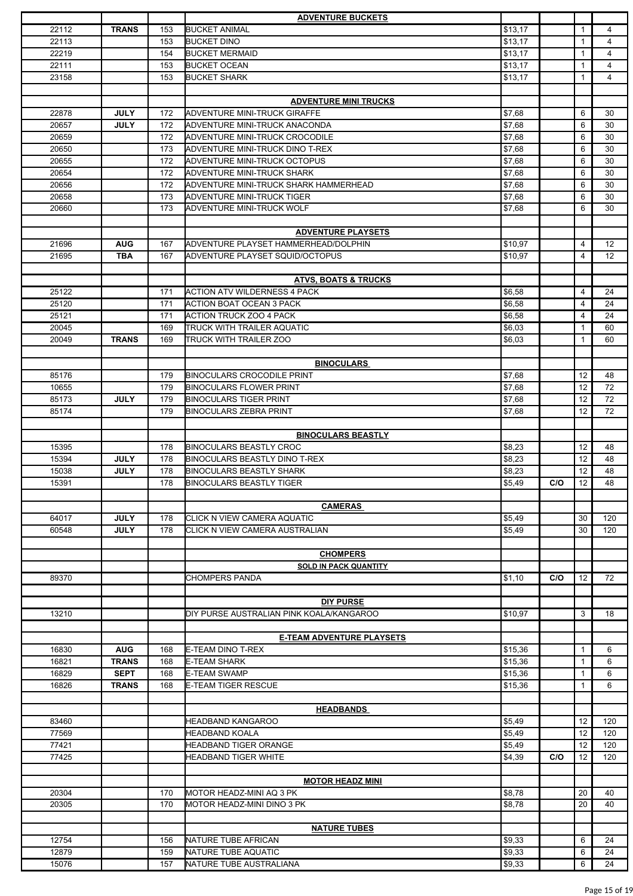| | | | | | | | |
|---|---|---|---|---|---|---|---|
| | | | **ADVENTURE BUCKETS** | | | | |
| 22112 | **TRANS** | 153 | BUCKET ANIMAL | $13,17 | | 1 | 4 |
| 22113 | | 153 | BUCKET DINO | $13,17 | | 1 | 4 |
| 22219 | | 154 | BUCKET MERMAID | $13,17 | | 1 | 4 |
| 22111 | | 153 | BUCKET OCEAN | $13,17 | | 1 | 4 |
| 23158 | | 153 | BUCKET SHARK | $13,17 | | 1 | 4 |
| | | | | | | | |
| | | | **ADVENTURE MINI TRUCKS** | | | | |
| 22878 | **JULY** | 172 | ADVENTURE MINI-TRUCK GIRAFFE | $7,68 | | 6 | 30 |
| 20657 | **JULY** | 172 | ADVENTURE MINI-TRUCK ANACONDA | $7,68 | | 6 | 30 |
| 20659 | | 172 | ADVENTURE MINI-TRUCK CROCODILE | $7,68 | | 6 | 30 |
| 20650 | | 173 | ADVENTURE MINI-TRUCK DINO T-REX | $7,68 | | 6 | 30 |
| 20655 | | 172 | ADVENTURE MINI-TRUCK OCTOPUS | $7,68 | | 6 | 30 |
| 20654 | | 172 | ADVENTURE MINI-TRUCK SHARK | $7,68 | | 6 | 30 |
| 20656 | | 172 | ADVENTURE MINI-TRUCK SHARK HAMMERHEAD | $7,68 | | 6 | 30 |
| 20658 | | 173 | ADVENTURE MINI-TRUCK TIGER | $7,68 | | 6 | 30 |
| 20660 | | 173 | ADVENTURE MINI-TRUCK WOLF | $7,68 | | 6 | 30 |
| | | | | | | | |
| | | | **ADVENTURE PLAYSETS** | | | | |
| 21696 | **AUG** | 167 | ADVENTURE PLAYSET HAMMERHEAD/DOLPHIN | $10,97 | | 4 | 12 |
| 21695 | **TBA** | 167 | ADVENTURE PLAYSET SQUID/OCTOPUS | $10,97 | | 4 | 12 |
| | | | | | | | |
| | | | **ATVS, BOATS & TRUCKS** | | | | |
| 25122 | | 171 | ACTION ATV WILDERNESS 4 PACK | $6,58 | | 4 | 24 |
| 25120 | | 171 | ACTION BOAT OCEAN 3 PACK | $6,58 | | 4 | 24 |
| 25121 | | 171 | ACTION TRUCK ZOO 4 PACK | $6,58 | | 4 | 24 |
| 20045 | | 169 | TRUCK WITH TRAILER AQUATIC | $6,03 | | 1 | 60 |
| 20049 | **TRANS** | 169 | TRUCK WITH TRAILER ZOO | $6,03 | | 1 | 60 |
| | | | | | | | |
| | | | **BINOCULARS** | | | | |
| 85176 | | 179 | BINOCULARS CROCODILE PRINT | $7,68 | | 12 | 48 |
| 10655 | | 179 | BINOCULARS FLOWER PRINT | $7,68 | | 12 | 72 |
| 85173 | **JULY** | 179 | BINOCULARS TIGER PRINT | $7,68 | | 12 | 72 |
| 85174 | | 179 | BINOCULARS ZEBRA PRINT | $7,68 | | 12 | 72 |
| | | | | | | | |
| | | | **BINOCULARS BEASTLY** | | | | |
| 15395 | | 178 | BINOCULARS BEASTLY CROC | $8,23 | | 12 | 48 |
| 15394 | **JULY** | 178 | BINOCULARS BEASTLY DINO T-REX | $8,23 | | 12 | 48 |
| 15038 | **JULY** | 178 | BINOCULARS BEASTLY SHARK | $8,23 | | 12 | 48 |
| 15391 | | 178 | BINOCULARS BEASTLY TIGER | $5,49 | **C/O** | 12 | 48 |
| | | | | | | | |
| | | | **CAMERAS** | | | | |
| 64017 | **JULY** | 178 | CLICK N VIEW CAMERA AQUATIC | $5,49 | | 30 | 120 |
| 60548 | **JULY** | 178 | CLICK N VIEW CAMERA AUSTRALIAN | $5,49 | | 30 | 120 |
| | | | | | | | |
| | | | **CHOMPERS** | | | | |
| | | | **SOLD IN PACK QUANTITY** | | | | |
| 89370 | | | CHOMPERS PANDA | $1,10 | **C/O** | 12 | 72 |
| | | | | | | | |
| | | | **DIY PURSE** | | | | |
| 13210 | | | DIY PURSE AUSTRALIAN PINK KOALA/KANGAROO | $10,97 | | 3 | 18 |
| | | | | | | | |
| | | | **E-TEAM ADVENTURE PLAYSETS** | | | | |
| 16830 | **AUG** | 168 | E-TEAM DINO T-REX | $15,36 | | 1 | 6 |
| 16821 | **TRANS** | 168 | E-TEAM SHARK | $15,36 | | 1 | 6 |
| 16829 | **SEPT** | 168 | E-TEAM SWAMP | $15,36 | | 1 | 6 |
| 16826 | **TRANS** | 168 | E-TEAM TIGER RESCUE | $15,36 | | 1 | 6 |
| | | | | | | | |
| | | | **HEADBANDS** | | | | |
| 83460 | | | HEADBAND KANGAROO | $5,49 | | 12 | 120 |
| 77569 | | | HEADBAND KOALA | $5,49 | | 12 | 120 |
| 77421 | | | HEADBAND TIGER ORANGE | $5,49 | | 12 | 120 |
| 77425 | | | HEADBAND TIGER WHITE | $4,39 | **C/O** | 12 | 120 |
| | | | | | | | |
| | | | **MOTOR HEADZ MINI** | | | | |
| 20304 | | 170 | MOTOR HEADZ-MINI AQ 3 PK | $8,78 | | 20 | 40 |
| 20305 | | 170 | MOTOR HEADZ-MINI DINO 3 PK | $8,78 | | 20 | 40 |
| | | | | | | | |
| | | | **NATURE TUBES** | | | | |
| 12754 | | 156 | NATURE TUBE AFRICAN | $9,33 | | 6 | 24 |
| 12879 | | 159 | NATURE TUBE AQUATIC | $9,33 | | 6 | 24 |
| 15076 | | 157 | NATURE TUBE AUSTRALIANA | $9,33 | | 6 | 24 |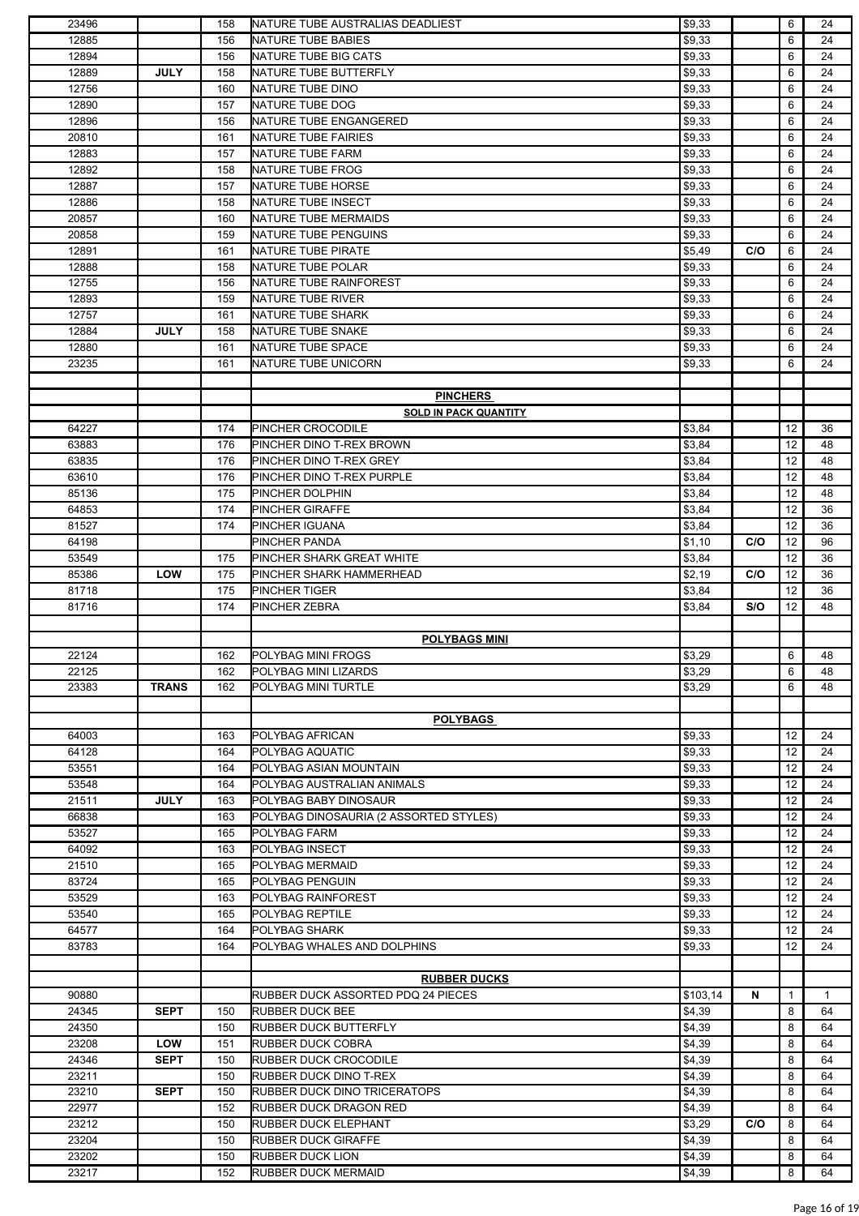| | | | | | | | |
|---|---|---|---|---|---|---|---|
| 23496 | | 158 | NATURE TUBE AUSTRALIAS DEADLIEST | $9,33 | | 6 | 24 |
| 12885 | | 156 | NATURE TUBE BABIES | $9,33 | | 6 | 24 |
| 12894 | | 156 | NATURE TUBE BIG CATS | $9,33 | | 6 | 24 |
| 12889 | **JULY** | 158 | NATURE TUBE BUTTERFLY | $9,33 | | 6 | 24 |
| 12756 | | 160 | NATURE TUBE DINO | $9,33 | | 6 | 24 |
| 12890 | | 157 | NATURE TUBE DOG | $9,33 | | 6 | 24 |
| 12896 | | 156 | NATURE TUBE ENGANGERED | $9,33 | | 6 | 24 |
| 20810 | | 161 | NATURE TUBE FAIRIES | $9,33 | | 6 | 24 |
| 12883 | | 157 | NATURE TUBE FARM | $9,33 | | 6 | 24 |
| 12892 | | 158 | NATURE TUBE FROG | $9,33 | | 6 | 24 |
| 12887 | | 157 | NATURE TUBE HORSE | $9,33 | | 6 | 24 |
| 12886 | | 158 | NATURE TUBE INSECT | $9,33 | | 6 | 24 |
| 20857 | | 160 | NATURE TUBE MERMAIDS | $9,33 | | 6 | 24 |
| 20858 | | 159 | NATURE TUBE PENGUINS | $9,33 | | 6 | 24 |
| 12891 | | 161 | NATURE TUBE PIRATE | $5,49 | **C/O** | 6 | 24 |
| 12888 | | 158 | NATURE TUBE POLAR | $9,33 | | 6 | 24 |
| 12755 | | 156 | NATURE TUBE RAINFOREST | $9,33 | | 6 | 24 |
| 12893 | | 159 | NATURE TUBE RIVER | $9,33 | | 6 | 24 |
| 12757 | | 161 | NATURE TUBE SHARK | $9,33 | | 6 | 24 |
| 12884 | **JULY** | 158 | NATURE TUBE SNAKE | $9,33 | | 6 | 24 |
| 12880 | | 161 | NATURE TUBE SPACE | $9,33 | | 6 | 24 |
| 23235 | | 161 | NATURE TUBE UNICORN | $9,33 | | 6 | 24 |
| | | | | | | | |
| | | | **PINCHERS** | | | | |
| | | | **SOLD IN PACK QUANTITY** | | | | |
| 64227 | | 174 | PINCHER CROCODILE | $3,84 | | 12 | 36 |
| 63883 | | 176 | PINCHER DINO T-REX BROWN | $3,84 | | 12 | 48 |
| 63835 | | 176 | PINCHER DINO T-REX GREY | $3,84 | | 12 | 48 |
| 63610 | | 176 | PINCHER DINO T-REX PURPLE | $3,84 | | 12 | 48 |
| 85136 | | 175 | PINCHER DOLPHIN | $3,84 | | 12 | 48 |
| 64853 | | 174 | PINCHER GIRAFFE | $3,84 | | 12 | 36 |
| 81527 | | 174 | PINCHER IGUANA | $3,84 | | 12 | 36 |
| 64198 | | | PINCHER PANDA | $1,10 | **C/O** | 12 | 96 |
| 53549 | | 175 | PINCHER SHARK GREAT WHITE | $3,84 | | 12 | 36 |
| 85386 | **LOW** | 175 | PINCHER SHARK HAMMERHEAD | $2,19 | **C/O** | 12 | 36 |
| 81718 | | 175 | PINCHER TIGER | $3,84 | | 12 | 36 |
| 81716 | | 174 | PINCHER ZEBRA | $3,84 | **S/O** | 12 | 48 |
| | | | | | | | |
| | | | **POLYBAGS MINI** | | | | |
| 22124 | | 162 | POLYBAG MINI FROGS | $3,29 | | 6 | 48 |
| 22125 | | 162 | POLYBAG MINI LIZARDS | $3,29 | | 6 | 48 |
| 23383 | **TRANS** | 162 | POLYBAG MINI TURTLE | $3,29 | | 6 | 48 |
| | | | | | | | |
| | | | **POLYBAGS** | | | | |
| 64003 | | 163 | POLYBAG AFRICAN | $9,33 | | 12 | 24 |
| 64128 | | 164 | POLYBAG AQUATIC | $9,33 | | 12 | 24 |
| 53551 | | 164 | POLYBAG ASIAN MOUNTAIN | $9,33 | | 12 | 24 |
| 53548 | | 164 | POLYBAG AUSTRALIAN ANIMALS | $9,33 | | 12 | 24 |
| 21511 | **JULY** | 163 | POLYBAG BABY DINOSAUR | $9,33 | | 12 | 24 |
| 66838 | | 163 | POLYBAG DINOSAURIA (2 ASSORTED STYLES) | $9,33 | | 12 | 24 |
| 53527 | | 165 | POLYBAG FARM | $9,33 | | 12 | 24 |
| 64092 | | 163 | POLYBAG INSECT | $9,33 | | 12 | 24 |
| 21510 | | 165 | POLYBAG MERMAID | $9,33 | | 12 | 24 |
| 83724 | | 165 | POLYBAG PENGUIN | $9,33 | | 12 | 24 |
| 53529 | | 163 | POLYBAG RAINFOREST | $9,33 | | 12 | 24 |
| 53540 | | 165 | POLYBAG REPTILE | $9,33 | | 12 | 24 |
| 64577 | | 164 | POLYBAG SHARK | $9,33 | | 12 | 24 |
| 83783 | | 164 | POLYBAG WHALES AND DOLPHINS | $9,33 | | 12 | 24 |
| | | | | | | | |
| | | | **RUBBER DUCKS** | | | | |
| 90880 | | | RUBBER DUCK ASSORTED PDQ 24 PIECES | $103,14 | **N** | 1 | 1 |
| 24345 | **SEPT** | 150 | RUBBER DUCK BEE | $4,39 | | 8 | 64 |
| 24350 | | 150 | RUBBER DUCK BUTTERFLY | $4,39 | | 8 | 64 |
| 23208 | **LOW** | 151 | RUBBER DUCK COBRA | $4,39 | | 8 | 64 |
| 24346 | **SEPT** | 150 | RUBBER DUCK CROCODILE | $4,39 | | 8 | 64 |
| 23211 | | 150 | RUBBER DUCK DINO T-REX | $4,39 | | 8 | 64 |
| 23210 | **SEPT** | 150 | RUBBER DUCK DINO TRICERATOPS | $4,39 | | 8 | 64 |
| 22977 | | 152 | RUBBER DUCK DRAGON RED | $4,39 | | 8 | 64 |
| 23212 | | 150 | RUBBER DUCK ELEPHANT | $3,29 | **C/O** | 8 | 64 |
| 23204 | | 150 | RUBBER DUCK GIRAFFE | $4,39 | | 8 | 64 |
| 23202 | | 150 | RUBBER DUCK LION | $4,39 | | 8 | 64 |
| 23217 | | 152 | RUBBER DUCK MERMAID | $4,39 | | 8 | 64 |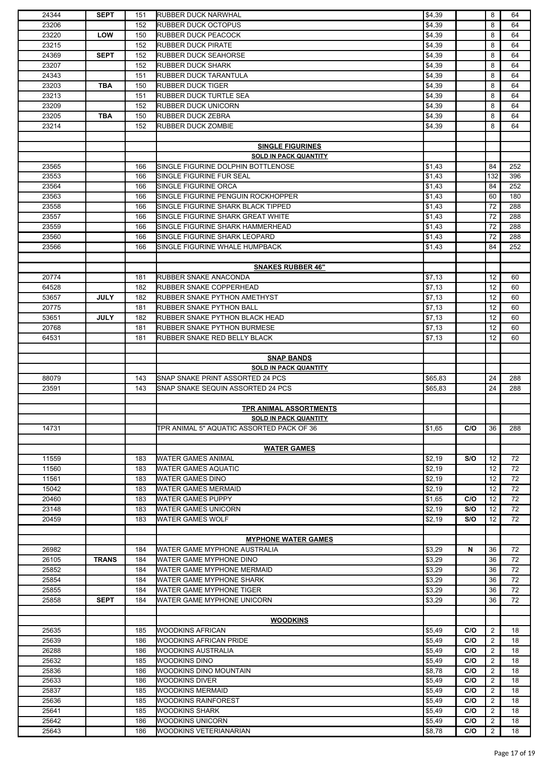| | | | | | | | |
|---|---|---|---|---|---|---|---|
| 24344 | SEPT | 151 | RUBBER DUCK NARWHAL | $4,39 | | 8 | 64 |
| 23206 | | 152 | RUBBER DUCK OCTOPUS | $4,39 | | 8 | 64 |
| 23220 | LOW | 150 | RUBBER DUCK PEACOCK | $4,39 | | 8 | 64 |
| 23215 | | 152 | RUBBER DUCK PIRATE | $4,39 | | 8 | 64 |
| 24369 | SEPT | 152 | RUBBER DUCK SEAHORSE | $4,39 | | 8 | 64 |
| 23207 | | 152 | RUBBER DUCK SHARK | $4,39 | | 8 | 64 |
| 24343 | | 151 | RUBBER DUCK TARANTULA | $4,39 | | 8 | 64 |
| 23203 | TBA | 150 | RUBBER DUCK TIGER | $4,39 | | 8 | 64 |
| 23213 | | 151 | RUBBER DUCK TURTLE SEA | $4,39 | | 8 | 64 |
| 23209 | | 152 | RUBBER DUCK UNICORN | $4,39 | | 8 | 64 |
| 23205 | TBA | 150 | RUBBER DUCK ZEBRA | $4,39 | | 8 | 64 |
| 23214 | | 152 | RUBBER DUCK ZOMBIE | $4,39 | | 8 | 64 |
| | | | | | | | |
| | | | **SINGLE FIGURINES** | | | | |
| | | | **SOLD IN PACK QUANTITY** | | | | |
| 23565 | | 166 | SINGLE FIGURINE DOLPHIN BOTTLENOSE | $1,43 | | 84 | 252 |
| 23553 | | 166 | SINGLE FIGURINE FUR SEAL | $1,43 | | 132 | 396 |
| 23564 | | 166 | SINGLE FIGURINE ORCA | $1,43 | | 84 | 252 |
| 23563 | | 166 | SINGLE FIGURINE PENGUIN ROCKHOPPER | $1,43 | | 60 | 180 |
| 23558 | | 166 | SINGLE FIGURINE SHARK BLACK TIPPED | $1,43 | | 72 | 288 |
| 23557 | | 166 | SINGLE FIGURINE SHARK GREAT WHITE | $1,43 | | 72 | 288 |
| 23559 | | 166 | SINGLE FIGURINE SHARK HAMMERHEAD | $1,43 | | 72 | 288 |
| 23560 | | 166 | SINGLE FIGURINE SHARK LEOPARD | $1,43 | | 72 | 288 |
| 23566 | | 166 | SINGLE FIGURINE WHALE HUMPBACK | $1,43 | | 84 | 252 |
| | | | | | | | |
| | | | **SNAKES RUBBER 46"** | | | | |
| 20774 | | 181 | RUBBER SNAKE ANACONDA | $7,13 | | 12 | 60 |
| 64528 | | 182 | RUBBER SNAKE COPPERHEAD | $7,13 | | 12 | 60 |
| 53657 | JULY | 182 | RUBBER SNAKE PYTHON AMETHYST | $7,13 | | 12 | 60 |
| 20775 | | 181 | RUBBER SNAKE PYTHON BALL | $7,13 | | 12 | 60 |
| 53651 | JULY | 182 | RUBBER SNAKE PYTHON BLACK HEAD | $7,13 | | 12 | 60 |
| 20768 | | 181 | RUBBER SNAKE PYTHON BURMESE | $7,13 | | 12 | 60 |
| 64531 | | 181 | RUBBER SNAKE RED BELLY BLACK | $7,13 | | 12 | 60 |
| | | | | | | | |
| | | | **SNAP BANDS** | | | | |
| | | | **SOLD IN PACK QUANTITY** | | | | |
| 88079 | | 143 | SNAP SNAKE PRINT ASSORTED 24 PCS | $65,83 | | 24 | 288 |
| 23591 | | 143 | SNAP SNAKE SEQUIN ASSORTED 24 PCS | $65,83 | | 24 | 288 |
| | | | | | | | |
| | | | **TPR ANIMAL ASSORTMENTS** | | | | |
| | | | **SOLD IN PACK QUANTITY** | | | | |
| 14731 | | | TPR ANIMAL 5" AQUATIC ASSORTED PACK OF 36 | $1,65 | C/O | 36 | 288 |
| | | | | | | | |
| | | | **WATER GAMES** | | | | |
| 11559 | | 183 | WATER GAMES ANIMAL | $2,19 | S/O | 12 | 72 |
| 11560 | | 183 | WATER GAMES AQUATIC | $2,19 | | 12 | 72 |
| 11561 | | 183 | WATER GAMES DINO | $2,19 | | 12 | 72 |
| 15042 | | 183 | WATER GAMES MERMAID | $2,19 | | 12 | 72 |
| 20460 | | 183 | WATER GAMES PUPPY | $1,65 | C/O | 12 | 72 |
| 23148 | | 183 | WATER GAMES UNICORN | $2,19 | S/O | 12 | 72 |
| 20459 | | 183 | WATER GAMES WOLF | $2,19 | S/O | 12 | 72 |
| | | | | | | | |
| | | | **MYPHONE WATER GAMES** | | | | |
| 26982 | | 184 | WATER GAME MYPHONE AUSTRALIA | $3,29 | N | 36 | 72 |
| 26105 | TRANS | 184 | WATER GAME MYPHONE DINO | $3,29 | | 36 | 72 |
| 25852 | | 184 | WATER GAME MYPHONE MERMAID | $3,29 | | 36 | 72 |
| 25854 | | 184 | WATER GAME MYPHONE SHARK | $3,29 | | 36 | 72 |
| 25855 | | 184 | WATER GAME MYPHONE TIGER | $3,29 | | 36 | 72 |
| 25858 | SEPT | 184 | WATER GAME MYPHONE UNICORN | $3,29 | | 36 | 72 |
| | | | | | | | |
| | | | **WOODKINS** | | | | |
| 25635 | | 185 | WOODKINS AFRICAN | $5,49 | C/O | 2 | 18 |
| 25639 | | 186 | WOODKINS AFRICAN PRIDE | $5,49 | C/O | 2 | 18 |
| 26288 | | 186 | WOODKINS AUSTRALIA | $5,49 | C/O | 2 | 18 |
| 25632 | | 185 | WOODKINS DINO | $5,49 | C/O | 2 | 18 |
| 25836 | | 186 | WOODKINS DINO MOUNTAIN | $8,78 | C/O | 2 | 18 |
| 25633 | | 186 | WOODKINS DIVER | $5,49 | C/O | 2 | 18 |
| 25837 | | 185 | WOODKINS MERMAID | $5,49 | C/O | 2 | 18 |
| 25636 | | 185 | WOODKINS RAINFOREST | $5,49 | C/O | 2 | 18 |
| 25641 | | 185 | WOODKINS SHARK | $5,49 | C/O | 2 | 18 |
| 25642 | | 186 | WOODKINS UNICORN | $5,49 | C/O | 2 | 18 |
| 25643 | | 186 | WOODKINS VETERIANARIAN | $8,78 | C/O | 2 | 18 |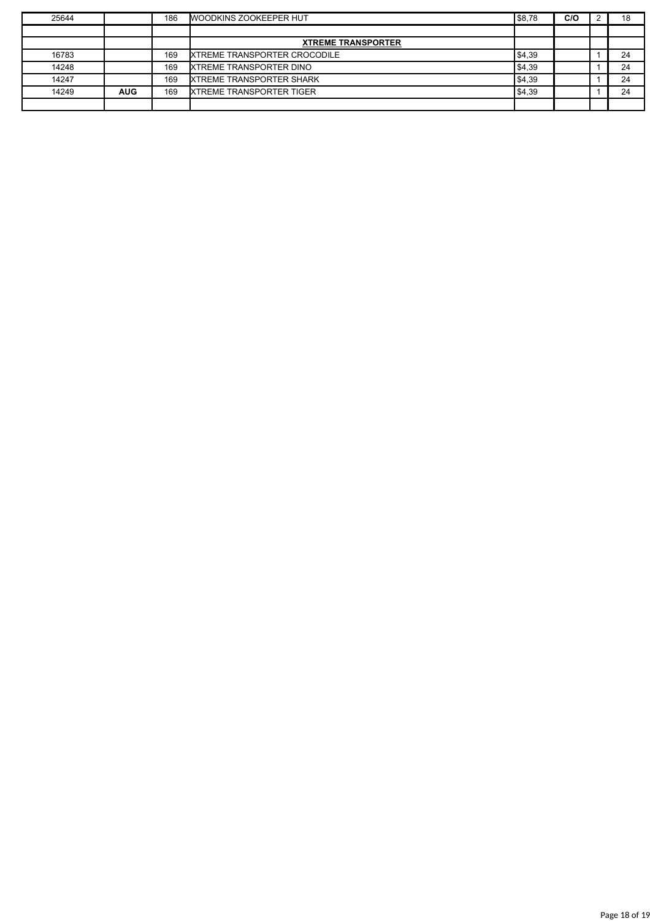| | | | | | | | |
|---|---|---|---|---|---|---|---|
| 25644 | | 186 | WOODKINS ZOOKEEPER HUT | $8,78 | **C/O** | 2 | 18 |
| | | | | | | | |
| | | | **XTREME TRANSPORTER** | | | | |
| 16783 | | 169 | XTREME TRANSPORTER CROCODILE | $4,39 | | 1 | 24 |
| 14248 | | 169 | XTREME TRANSPORTER DINO | $4,39 | | 1 | 24 |
| 14247 | | 169 | XTREME TRANSPORTER SHARK | $4,39 | | 1 | 24 |
| 14249 | **AUG** | 169 | XTREME TRANSPORTER TIGER | $4,39 | | 1 | 24 |
| | | | | | | | |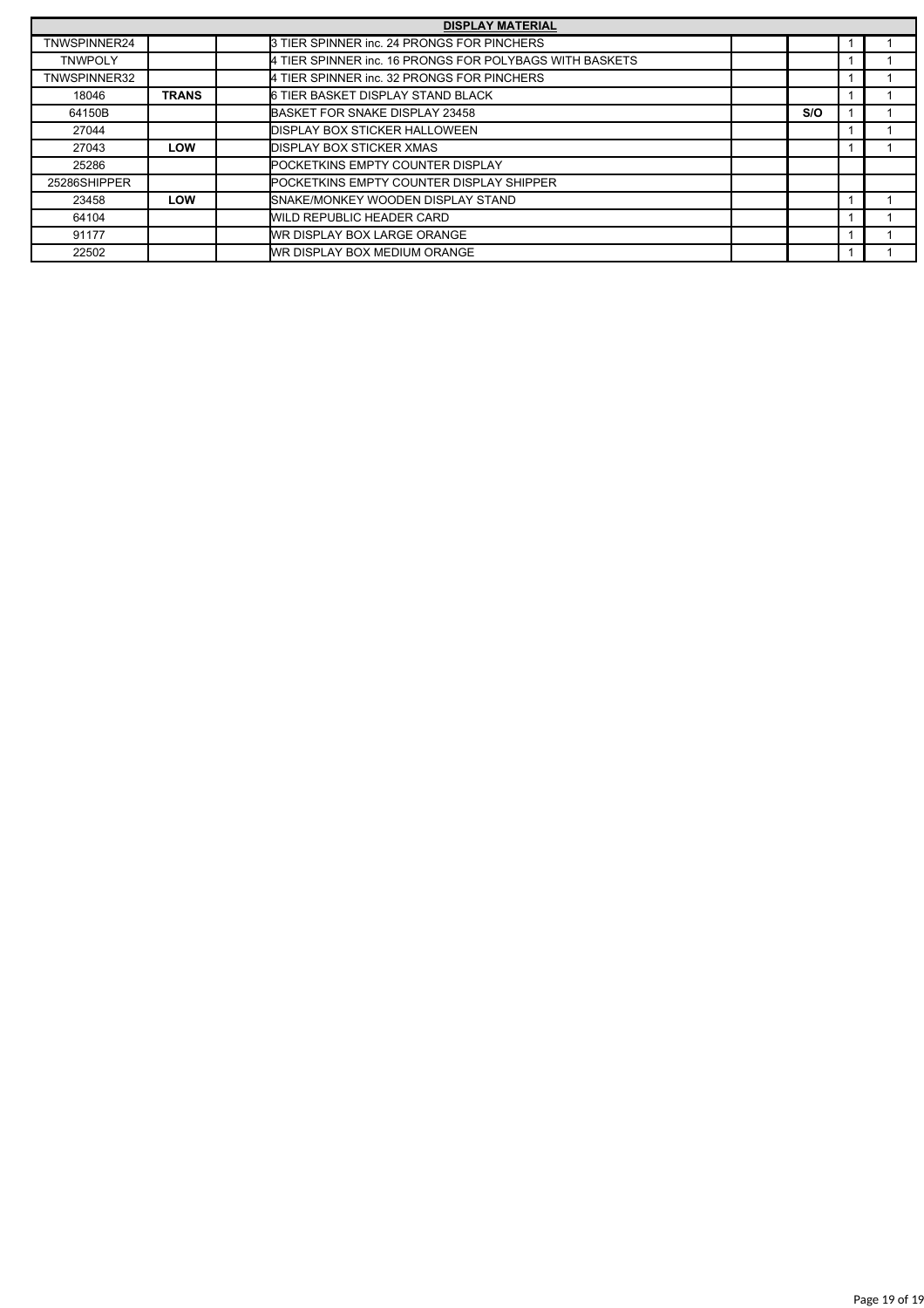| DISPLAY MATERIAL | | | | | | | |
|---|---|---|---|---|---|---|---|
| TNWSPINNER24 | | | 3 TIER SPINNER inc. 24 PRONGS FOR PINCHERS | | | 1 | 1 |
| TNWPOLY | | | 4 TIER SPINNER inc. 16 PRONGS FOR POLYBAGS WITH BASKETS | | | 1 | 1 |
| TNWSPINNER32 | | | 4 TIER SPINNER inc. 32 PRONGS FOR PINCHERS | | | 1 | 1 |
| 18046 | **TRANS** | | 6 TIER BASKET DISPLAY STAND BLACK | | | 1 | 1 |
| 64150B | | | BASKET FOR SNAKE DISPLAY 23458 | | **S/O** | 1 | 1 |
| 27044 | | | DISPLAY BOX STICKER HALLOWEEN | | | 1 | 1 |
| 27043 | **LOW** | | DISPLAY BOX STICKER XMAS | | | 1 | 1 |
| 25286 | | | POCKETKINS EMPTY COUNTER DISPLAY | | | | |
| 25286SHIPPER | | | POCKETKINS EMPTY COUNTER DISPLAY SHIPPER | | | | |
| 23458 | **LOW** | | SNAKE/MONKEY WOODEN DISPLAY STAND | | | 1 | 1 |
| 64104 | | | WILD REPUBLIC HEADER CARD | | | 1 | 1 |
| 91177 | | | WR DISPLAY BOX LARGE ORANGE | | | 1 | 1 |
| 22502 | | | WR DISPLAY BOX MEDIUM ORANGE | | | 1 | 1 |